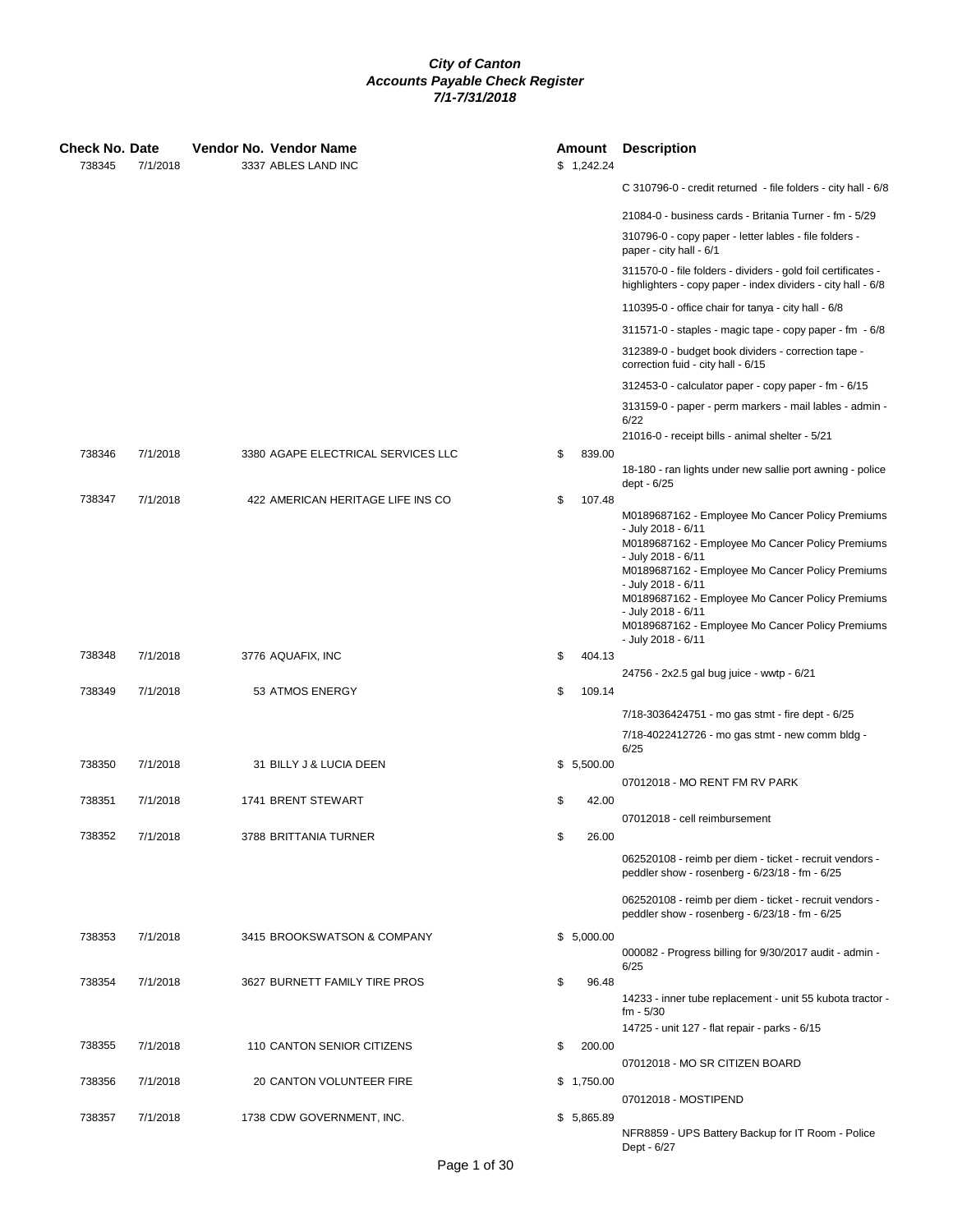***City of Canton***
***Accounts Payable Check Register***
***7/1-7/31/2018***

| Check No. | Date | Vendor No. | Vendor Name | Amount | Description |
|---|---|---|---|---|---|
| 738345 | 7/1/2018 | 3337 | ABLES LAND INC | $ 1,242.24 | |
| | | | | | C 310796-0 - credit returned - file folders - city hall - 6/8 |
| | | | | | 21084-0 - business cards - Britania Turner - fm - 5/29 |
| | | | | | 310796-0 - copy paper - letter lables - file folders - paper - city hall - 6/1 |
| | | | | | 311570-0 - file folders - dividers - gold foil certificates - highlighters - copy paper - index dividers - city hall - 6/8 |
| | | | | | 110395-0 - office chair for tanya - city hall - 6/8 |
| | | | | | 311571-0 - staples - magic tape - copy paper - fm - 6/8 |
| | | | | | 312389-0 - budget book dividers - correction tape - correction fuid - city hall - 6/15 |
| | | | | | 312453-0 - calculator paper - copy paper - fm - 6/15 |
| | | | | | 313159-0 - paper - perm markers - mail lables - admin - 6/22 |
| | | | | | 21016-0 - receipt bills - animal shelter - 5/21 |
| 738346 | 7/1/2018 | 3380 | AGAPE ELECTRICAL SERVICES LLC | $ 839.00 | |
| | | | | | 18-180 - ran lights under new sallie port awning - police dept - 6/25 |
| 738347 | 7/1/2018 | 422 | AMERICAN HERITAGE LIFE INS CO | $ 107.48 | |
| | | | | | M0189687162 - Employee Mo Cancer Policy Premiums - July 2018 - 6/11 |
| | | | | | M0189687162 - Employee Mo Cancer Policy Premiums - July 2018 - 6/11 |
| | | | | | M0189687162 - Employee Mo Cancer Policy Premiums - July 2018 - 6/11 |
| | | | | | M0189687162 - Employee Mo Cancer Policy Premiums - July 2018 - 6/11 |
| | | | | | M0189687162 - Employee Mo Cancer Policy Premiums - July 2018 - 6/11 |
| 738348 | 7/1/2018 | 3776 | AQUAFIX, INC | $ 404.13 | |
| | | | | | 24756 - 2x2.5 gal bug juice - wwtp - 6/21 |
| 738349 | 7/1/2018 | 53 | ATMOS ENERGY | $ 109.14 | |
| | | | | | 7/18-3036424751 - mo gas stmt - fire dept - 6/25 |
| | | | | | 7/18-4022412726 - mo gas stmt - new comm bldg - 6/25 |
| 738350 | 7/1/2018 | 31 | BILLY J & LUCIA DEEN | $ 5,500.00 | |
| | | | | | 07012018 - MO RENT FM RV PARK |
| 738351 | 7/1/2018 | 1741 | BRENT STEWART | $ 42.00 | |
| | | | | | 07012018 - cell reimbursement |
| 738352 | 7/1/2018 | 3788 | BRITTANIA TURNER | $ 26.00 | |
| | | | | | 062520108 - reimb per diem - ticket - recruit vendors - peddler show - rosenberg - 6/23/18 - fm - 6/25 |
| | | | | | 062520108 - reimb per diem - ticket - recruit vendors - peddler show - rosenberg - 6/23/18 - fm - 6/25 |
| 738353 | 7/1/2018 | 3415 | BROOKSWATSON & COMPANY | $ 5,000.00 | |
| | | | | | 000082 - Progress billing for 9/30/2017 audit - admin - 6/25 |
| 738354 | 7/1/2018 | 3627 | BURNETT FAMILY TIRE PROS | $ 96.48 | |
| | | | | | 14233 - inner tube replacement - unit 55 kubota tractor - fm - 5/30 |
| | | | | | 14725 - unit 127 - flat repair - parks - 6/15 |
| 738355 | 7/1/2018 | 110 | CANTON SENIOR CITIZENS | $ 200.00 | |
| | | | | | 07012018 - MO SR CITIZEN BOARD |
| 738356 | 7/1/2018 | 20 | CANTON VOLUNTEER FIRE | $ 1,750.00 | |
| | | | | | 07012018 - MOSTIPEND |
| 738357 | 7/1/2018 | 1738 | CDW GOVERNMENT, INC. | $ 5,865.89 | |
| | | | | | NFR8859 - UPS Battery Backup for IT Room - Police Dept - 6/27 |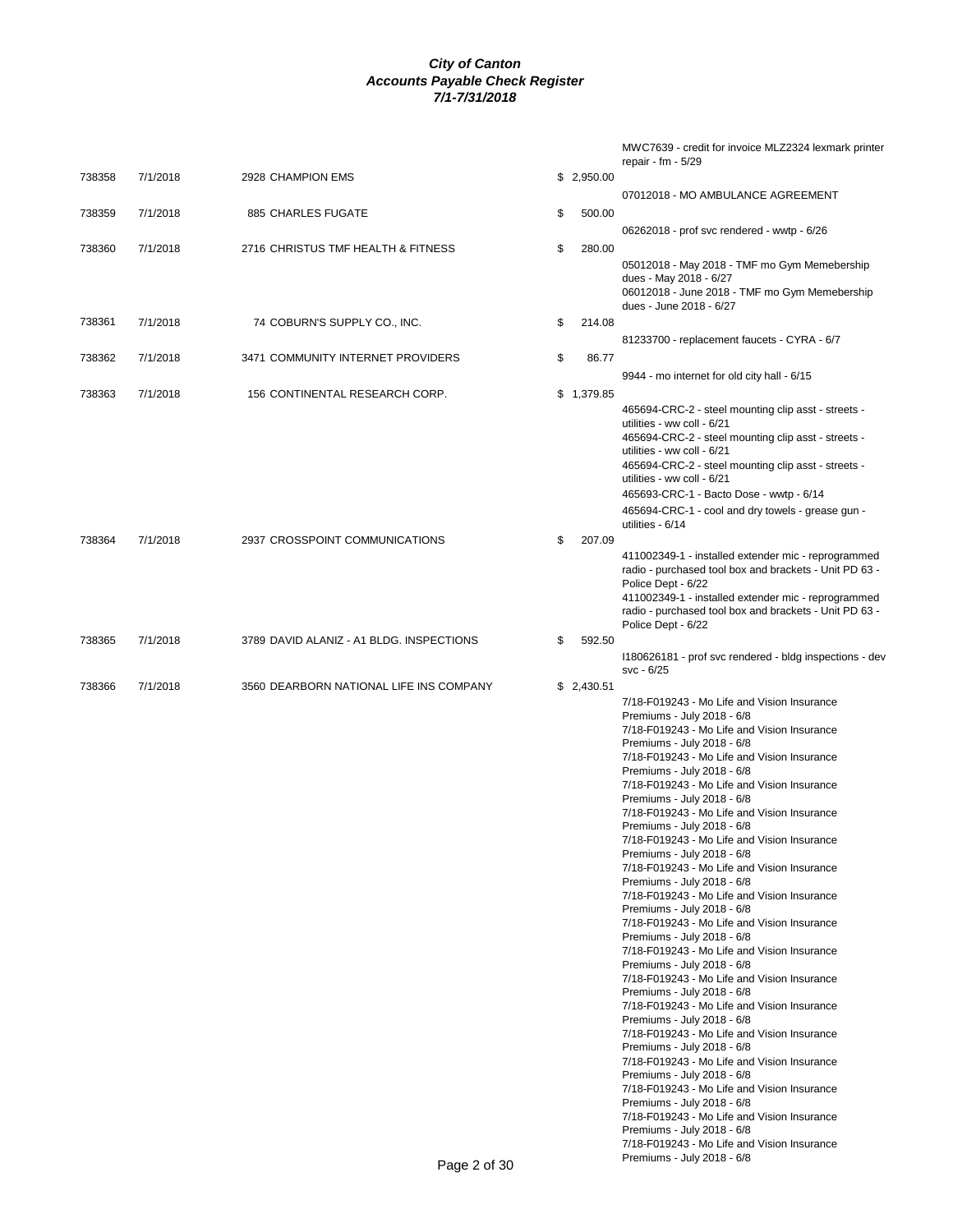# City of Canton
## Accounts Payable Check Register
### 7/1-7/31/2018

| Check # | Date | Vendor | Amount | Description |
|---|---|---|---|---|
| | | | | MWC7639 - credit for invoice MLZ2324 lexmark printer repair - fm - 5/29 |
| 738358 | 7/1/2018 | 2928 CHAMPION EMS | $ 2,950.00 | |
| | | | | 07012018 - MO AMBULANCE AGREEMENT |
| 738359 | 7/1/2018 | 885 CHARLES FUGATE | $ 500.00 | |
| | | | | 06262018 - prof svc rendered - wwtp - 6/26 |
| 738360 | 7/1/2018 | 2716 CHRISTUS TMF HEALTH & FITNESS | $ 280.00 | |
| | | | | 05012018 - May 2018 - TMF mo Gym Memebership dues - May 2018 - 6/27 |
| | | | | 06012018 - June 2018 - TMF mo Gym Memebership dues - June 2018 - 6/27 |
| 738361 | 7/1/2018 | 74 COBURN'S SUPPLY CO., INC. | $ 214.08 | |
| | | | | 81233700 - replacement faucets - CYRA - 6/7 |
| 738362 | 7/1/2018 | 3471 COMMUNITY INTERNET PROVIDERS | $ 86.77 | |
| | | | | 9944 - mo internet for old city hall - 6/15 |
| 738363 | 7/1/2018 | 156 CONTINENTAL RESEARCH CORP. | $ 1,379.85 | |
| | | | | 465694-CRC-2 - steel mounting clip asst - streets - utilities - ww coll - 6/21 |
| | | | | 465694-CRC-2 - steel mounting clip asst - streets - utilities - ww coll - 6/21 |
| | | | | 465694-CRC-2 - steel mounting clip asst - streets - utilities - ww coll - 6/21 |
| | | | | 465693-CRC-1 - Bacto Dose - wwtp - 6/14 |
| | | | | 465694-CRC-1 - cool and dry towels - grease gun - utilities - 6/14 |
| 738364 | 7/1/2018 | 2937 CROSSPOINT COMMUNICATIONS | $ 207.09 | |
| | | | | 411002349-1 - installed extender mic - reprogrammed radio - purchased tool box and brackets - Unit PD 63 - Police Dept - 6/22 |
| | | | | 411002349-1 - installed extender mic - reprogrammed radio - purchased tool box and brackets - Unit PD 63 - Police Dept - 6/22 |
| 738365 | 7/1/2018 | 3789 DAVID ALANIZ - A1 BLDG. INSPECTIONS | $ 592.50 | |
| | | | | I180626181 - prof svc rendered - bldg inspections - dev svc - 6/25 |
| 738366 | 7/1/2018 | 3560 DEARBORN NATIONAL LIFE INS COMPANY | $ 2,430.51 | |
| | | | | 7/18-F019243 - Mo Life and Vision Insurance Premiums - July 2018 - 6/8 |
| | | | | 7/18-F019243 - Mo Life and Vision Insurance Premiums - July 2018 - 6/8 |
| | | | | 7/18-F019243 - Mo Life and Vision Insurance Premiums - July 2018 - 6/8 |
| | | | | 7/18-F019243 - Mo Life and Vision Insurance Premiums - July 2018 - 6/8 |
| | | | | 7/18-F019243 - Mo Life and Vision Insurance Premiums - July 2018 - 6/8 |
| | | | | 7/18-F019243 - Mo Life and Vision Insurance Premiums - July 2018 - 6/8 |
| | | | | 7/18-F019243 - Mo Life and Vision Insurance Premiums - July 2018 - 6/8 |
| | | | | 7/18-F019243 - Mo Life and Vision Insurance Premiums - July 2018 - 6/8 |
| | | | | 7/18-F019243 - Mo Life and Vision Insurance Premiums - July 2018 - 6/8 |
| | | | | 7/18-F019243 - Mo Life and Vision Insurance Premiums - July 2018 - 6/8 |
| | | | | 7/18-F019243 - Mo Life and Vision Insurance Premiums - July 2018 - 6/8 |
| | | | | 7/18-F019243 - Mo Life and Vision Insurance Premiums - July 2018 - 6/8 |
| | | | | 7/18-F019243 - Mo Life and Vision Insurance Premiums - July 2018 - 6/8 |
| | | | | 7/18-F019243 - Mo Life and Vision Insurance Premiums - July 2018 - 6/8 |
| | | | | 7/18-F019243 - Mo Life and Vision Insurance Premiums - July 2018 - 6/8 |
| | | | | 7/18-F019243 - Mo Life and Vision Insurance Premiums - July 2018 - 6/8 |
| | | | | 7/18-F019243 - Mo Life and Vision Insurance Premiums - July 2018 - 6/8 |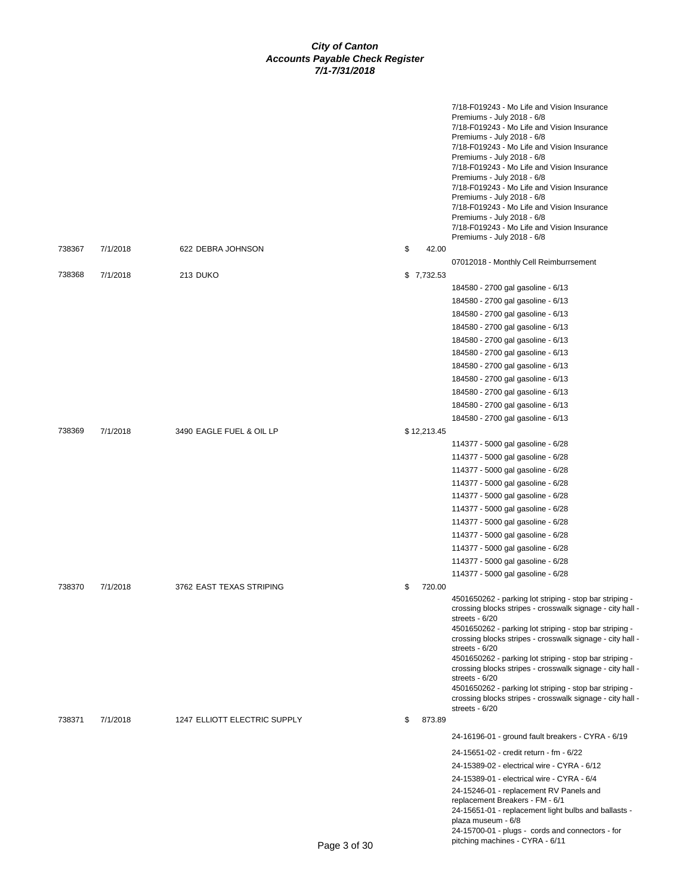# City of Canton
## Accounts Payable Check Register
### 7/1-7/31/2018

| Check # | Date | Vendor | Amount | Description |
|---|---|---|---|---|
| | | | | 7/18-F019243 - Mo Life and Vision Insurance Premiums - July 2018 - 6/8 |
| | | | | 7/18-F019243 - Mo Life and Vision Insurance Premiums - July 2018 - 6/8 |
| | | | | 7/18-F019243 - Mo Life and Vision Insurance Premiums - July 2018 - 6/8 |
| | | | | 7/18-F019243 - Mo Life and Vision Insurance Premiums - July 2018 - 6/8 |
| | | | | 7/18-F019243 - Mo Life and Vision Insurance Premiums - July 2018 - 6/8 |
| | | | | 7/18-F019243 - Mo Life and Vision Insurance Premiums - July 2018 - 6/8 |
| | | | | 7/18-F019243 - Mo Life and Vision Insurance Premiums - July 2018 - 6/8 |
| 738367 | 7/1/2018 | 622 DEBRA JOHNSON | $ 42.00 | |
| | | | | 07012018 - Monthly Cell Reimburrsement |
| 738368 | 7/1/2018 | 213 DUKO | $ 7,732.53 | |
| | | | | 184580 - 2700 gal gasoline - 6/13 |
| | | | | 184580 - 2700 gal gasoline - 6/13 |
| | | | | 184580 - 2700 gal gasoline - 6/13 |
| | | | | 184580 - 2700 gal gasoline - 6/13 |
| | | | | 184580 - 2700 gal gasoline - 6/13 |
| | | | | 184580 - 2700 gal gasoline - 6/13 |
| | | | | 184580 - 2700 gal gasoline - 6/13 |
| | | | | 184580 - 2700 gal gasoline - 6/13 |
| | | | | 184580 - 2700 gal gasoline - 6/13 |
| | | | | 184580 - 2700 gal gasoline - 6/13 |
| | | | | 184580 - 2700 gal gasoline - 6/13 |
| 738369 | 7/1/2018 | 3490 EAGLE FUEL & OIL LP | $ 12,213.45 | |
| | | | | 114377 - 5000 gal gasoline - 6/28 |
| | | | | 114377 - 5000 gal gasoline - 6/28 |
| | | | | 114377 - 5000 gal gasoline - 6/28 |
| | | | | 114377 - 5000 gal gasoline - 6/28 |
| | | | | 114377 - 5000 gal gasoline - 6/28 |
| | | | | 114377 - 5000 gal gasoline - 6/28 |
| | | | | 114377 - 5000 gal gasoline - 6/28 |
| | | | | 114377 - 5000 gal gasoline - 6/28 |
| | | | | 114377 - 5000 gal gasoline - 6/28 |
| | | | | 114377 - 5000 gal gasoline - 6/28 |
| | | | | 114377 - 5000 gal gasoline - 6/28 |
| 738370 | 7/1/2018 | 3762 EAST TEXAS STRIPING | $ 720.00 | |
| | | | | 4501650262 - parking lot striping - stop bar striping - crossing blocks stripes - crosswalk signage - city hall - streets - 6/20 |
| | | | | 4501650262 - parking lot striping - stop bar striping - crossing blocks stripes - crosswalk signage - city hall - streets - 6/20 |
| | | | | 4501650262 - parking lot striping - stop bar striping - crossing blocks stripes - crosswalk signage - city hall - streets - 6/20 |
| | | | | 4501650262 - parking lot striping - stop bar striping - crossing blocks stripes - crosswalk signage - city hall - streets - 6/20 |
| 738371 | 7/1/2018 | 1247 ELLIOTT ELECTRIC SUPPLY | $ 873.89 | |
| | | | | 24-16196-01 - ground fault breakers - CYRA - 6/19 |
| | | | | 24-15651-02 - credit return - fm - 6/22 |
| | | | | 24-15389-02 - electrical wire - CYRA - 6/12 |
| | | | | 24-15389-01 - electrical wire - CYRA - 6/4 |
| | | | | 24-15246-01 - replacement RV Panels and replacement Breakers - FM - 6/1 |
| | | | | 24-15651-01 - replacement light bulbs and ballasts - plaza museum - 6/8 |
| | | | | 24-15700-01 - plugs - cords and connectors - for pitching machines - CYRA - 6/11 |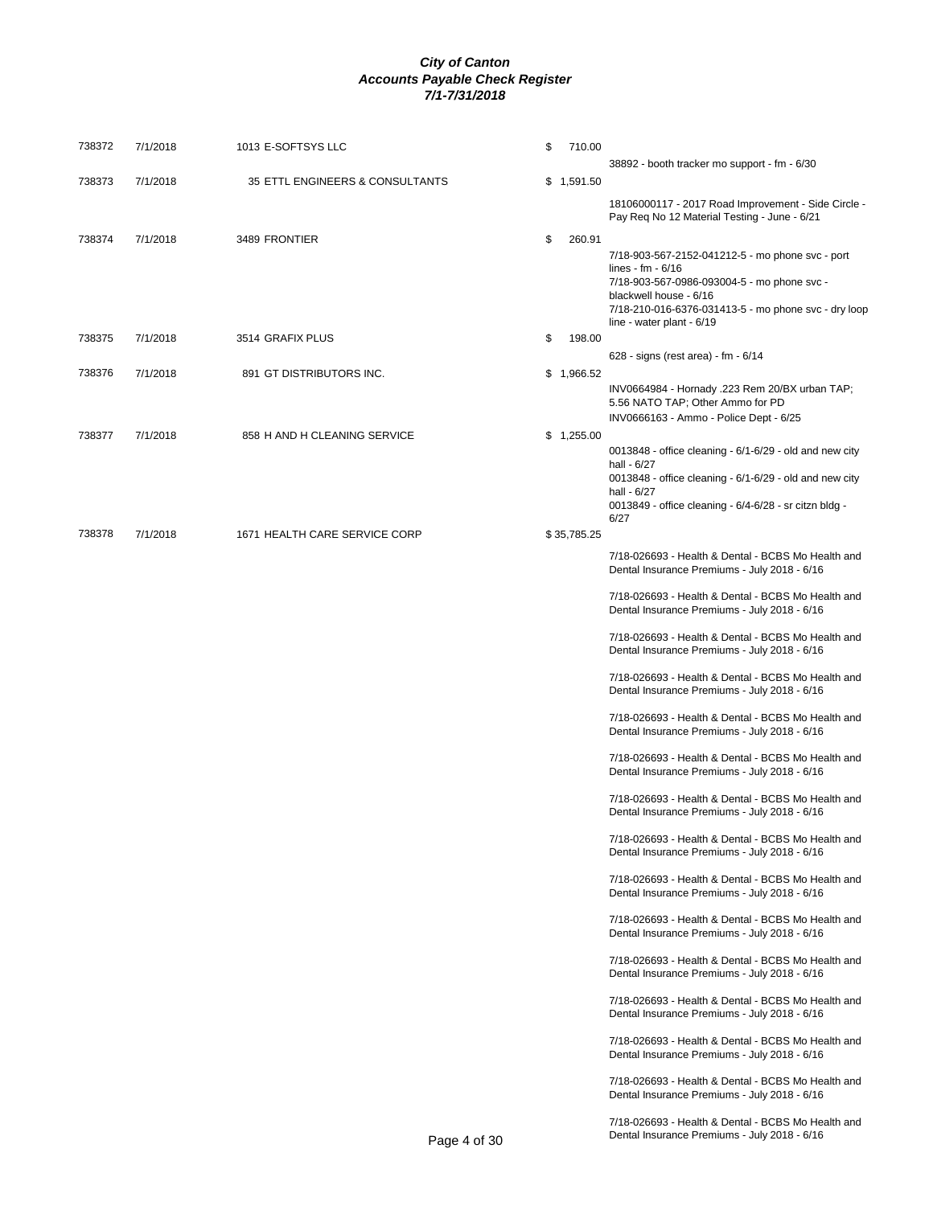***City of Canton***
***Accounts Payable Check Register***
***7/1-7/31/2018***

| Check | Date | Vendor | Amount | Description |
|---|---|---|---|---|
| 738372 | 7/1/2018 | 1013 E-SOFTSYS LLC | $ 710.00 | |
| | | | | 38892 - booth tracker mo support - fm - 6/30 |
| 738373 | 7/1/2018 | 35 ETTL ENGINEERS & CONSULTANTS | $ 1,591.50 | |
| | | | | 18106000117 - 2017 Road Improvement - Side Circle - Pay Req No 12 Material Testing - June - 6/21 |
| 738374 | 7/1/2018 | 3489 FRONTIER | $ 260.91 | |
| | | | | 7/18-903-567-2152-041212-5 - mo phone svc - port lines - fm - 6/16 |
| | | | | 7/18-903-567-0986-093004-5 - mo phone svc - blackwell house - 6/16 |
| | | | | 7/18-210-016-6376-031413-5 - mo phone svc - dry loop line - water plant - 6/19 |
| 738375 | 7/1/2018 | 3514 GRAFIX PLUS | $ 198.00 | |
| | | | | 628 - signs (rest area) - fm - 6/14 |
| 738376 | 7/1/2018 | 891 GT DISTRIBUTORS INC. | $ 1,966.52 | |
| | | | | INV0664984 - Hornady .223 Rem 20/BX urban TAP; 5.56 NATO TAP; Other Ammo for PD |
| | | | | INV0666163 - Ammo - Police Dept - 6/25 |
| 738377 | 7/1/2018 | 858 H AND H CLEANING SERVICE | $ 1,255.00 | |
| | | | | 0013848 - office cleaning - 6/1-6/29 - old and new city hall - 6/27 |
| | | | | 0013848 - office cleaning - 6/1-6/29 - old and new city hall - 6/27 |
| | | | | 0013849 - office cleaning - 6/4-6/28 - sr citzn bldg - 6/27 |
| 738378 | 7/1/2018 | 1671 HEALTH CARE SERVICE CORP | $ 35,785.25 | |
| | | | | 7/18-026693 - Health & Dental - BCBS Mo Health and Dental Insurance Premiums - July 2018 - 6/16 |
| | | | | 7/18-026693 - Health & Dental - BCBS Mo Health and Dental Insurance Premiums - July 2018 - 6/16 |
| | | | | 7/18-026693 - Health & Dental - BCBS Mo Health and Dental Insurance Premiums - July 2018 - 6/16 |
| | | | | 7/18-026693 - Health & Dental - BCBS Mo Health and Dental Insurance Premiums - July 2018 - 6/16 |
| | | | | 7/18-026693 - Health & Dental - BCBS Mo Health and Dental Insurance Premiums - July 2018 - 6/16 |
| | | | | 7/18-026693 - Health & Dental - BCBS Mo Health and Dental Insurance Premiums - July 2018 - 6/16 |
| | | | | 7/18-026693 - Health & Dental - BCBS Mo Health and Dental Insurance Premiums - July 2018 - 6/16 |
| | | | | 7/18-026693 - Health & Dental - BCBS Mo Health and Dental Insurance Premiums - July 2018 - 6/16 |
| | | | | 7/18-026693 - Health & Dental - BCBS Mo Health and Dental Insurance Premiums - July 2018 - 6/16 |
| | | | | 7/18-026693 - Health & Dental - BCBS Mo Health and Dental Insurance Premiums - July 2018 - 6/16 |
| | | | | 7/18-026693 - Health & Dental - BCBS Mo Health and Dental Insurance Premiums - July 2018 - 6/16 |
| | | | | 7/18-026693 - Health & Dental - BCBS Mo Health and Dental Insurance Premiums - July 2018 - 6/16 |
| | | | | 7/18-026693 - Health & Dental - BCBS Mo Health and Dental Insurance Premiums - July 2018 - 6/16 |
| | | | | 7/18-026693 - Health & Dental - BCBS Mo Health and Dental Insurance Premiums - July 2018 - 6/16 |
| | | | | 7/18-026693 - Health & Dental - BCBS Mo Health and Dental Insurance Premiums - July 2018 - 6/16 |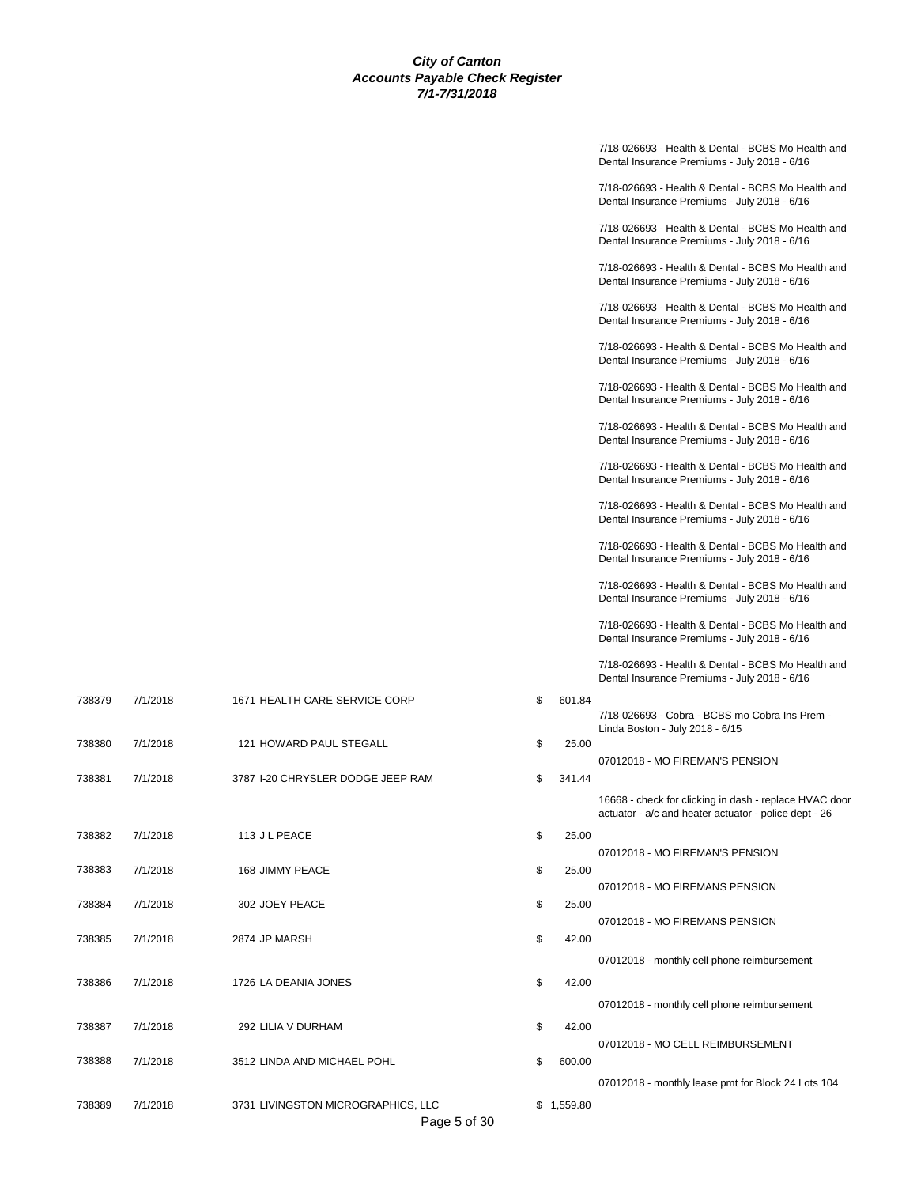# City of Canton
## Accounts Payable Check Register
### 7/1-7/31/2018

| Check # | Date | Vendor | Amount | Description |
|---|---|---|---|---|
| | | | | 7/18-026693 - Health & Dental - BCBS Mo Health and Dental Insurance Premiums - July 2018 - 6/16 |
| | | | | 7/18-026693 - Health & Dental - BCBS Mo Health and Dental Insurance Premiums - July 2018 - 6/16 |
| | | | | 7/18-026693 - Health & Dental - BCBS Mo Health and Dental Insurance Premiums - July 2018 - 6/16 |
| | | | | 7/18-026693 - Health & Dental - BCBS Mo Health and Dental Insurance Premiums - July 2018 - 6/16 |
| | | | | 7/18-026693 - Health & Dental - BCBS Mo Health and Dental Insurance Premiums - July 2018 - 6/16 |
| | | | | 7/18-026693 - Health & Dental - BCBS Mo Health and Dental Insurance Premiums - July 2018 - 6/16 |
| | | | | 7/18-026693 - Health & Dental - BCBS Mo Health and Dental Insurance Premiums - July 2018 - 6/16 |
| | | | | 7/18-026693 - Health & Dental - BCBS Mo Health and Dental Insurance Premiums - July 2018 - 6/16 |
| | | | | 7/18-026693 - Health & Dental - BCBS Mo Health and Dental Insurance Premiums - July 2018 - 6/16 |
| | | | | 7/18-026693 - Health & Dental - BCBS Mo Health and Dental Insurance Premiums - July 2018 - 6/16 |
| | | | | 7/18-026693 - Health & Dental - BCBS Mo Health and Dental Insurance Premiums - July 2018 - 6/16 |
| | | | | 7/18-026693 - Health & Dental - BCBS Mo Health and Dental Insurance Premiums - July 2018 - 6/16 |
| | | | | 7/18-026693 - Health & Dental - BCBS Mo Health and Dental Insurance Premiums - July 2018 - 6/16 |
| | | | | 7/18-026693 - Health & Dental - BCBS Mo Health and Dental Insurance Premiums - July 2018 - 6/16 |
| 738379 | 7/1/2018 | 1671 HEALTH CARE SERVICE CORP | $ 601.84 | 7/18-026693 - Cobra - BCBS mo Cobra Ins Prem - Linda Boston - July 2018 - 6/15 |
| 738380 | 7/1/2018 | 121 HOWARD PAUL STEGALL | $ 25.00 | 07012018 - MO FIREMAN'S PENSION |
| 738381 | 7/1/2018 | 3787 I-20 CHRYSLER DODGE JEEP RAM | $ 341.44 | 16668 - check for clicking in dash - replace HVAC door actuator - a/c and heater actuator - police dept - 26 |
| 738382 | 7/1/2018 | 113 J L PEACE | $ 25.00 | 07012018 - MO FIREMAN'S PENSION |
| 738383 | 7/1/2018 | 168 JIMMY PEACE | $ 25.00 | 07012018 - MO FIREMANS PENSION |
| 738384 | 7/1/2018 | 302 JOEY PEACE | $ 25.00 | 07012018 - MO FIREMANS PENSION |
| 738385 | 7/1/2018 | 2874 JP MARSH | $ 42.00 | 07012018 - monthly cell phone reimbursement |
| 738386 | 7/1/2018 | 1726 LA DEANIA JONES | $ 42.00 | 07012018 - monthly cell phone reimbursement |
| 738387 | 7/1/2018 | 292 LILIA V DURHAM | $ 42.00 | 07012018 - MO CELL REIMBURSEMENT |
| 738388 | 7/1/2018 | 3512 LINDA AND MICHAEL POHL | $ 600.00 | 07012018 - monthly lease pmt for Block 24 Lots 104 |
| 738389 | 7/1/2018 | 3731 LIVINGSTON MICROGRAPHICS, LLC | $ 1,559.80 | |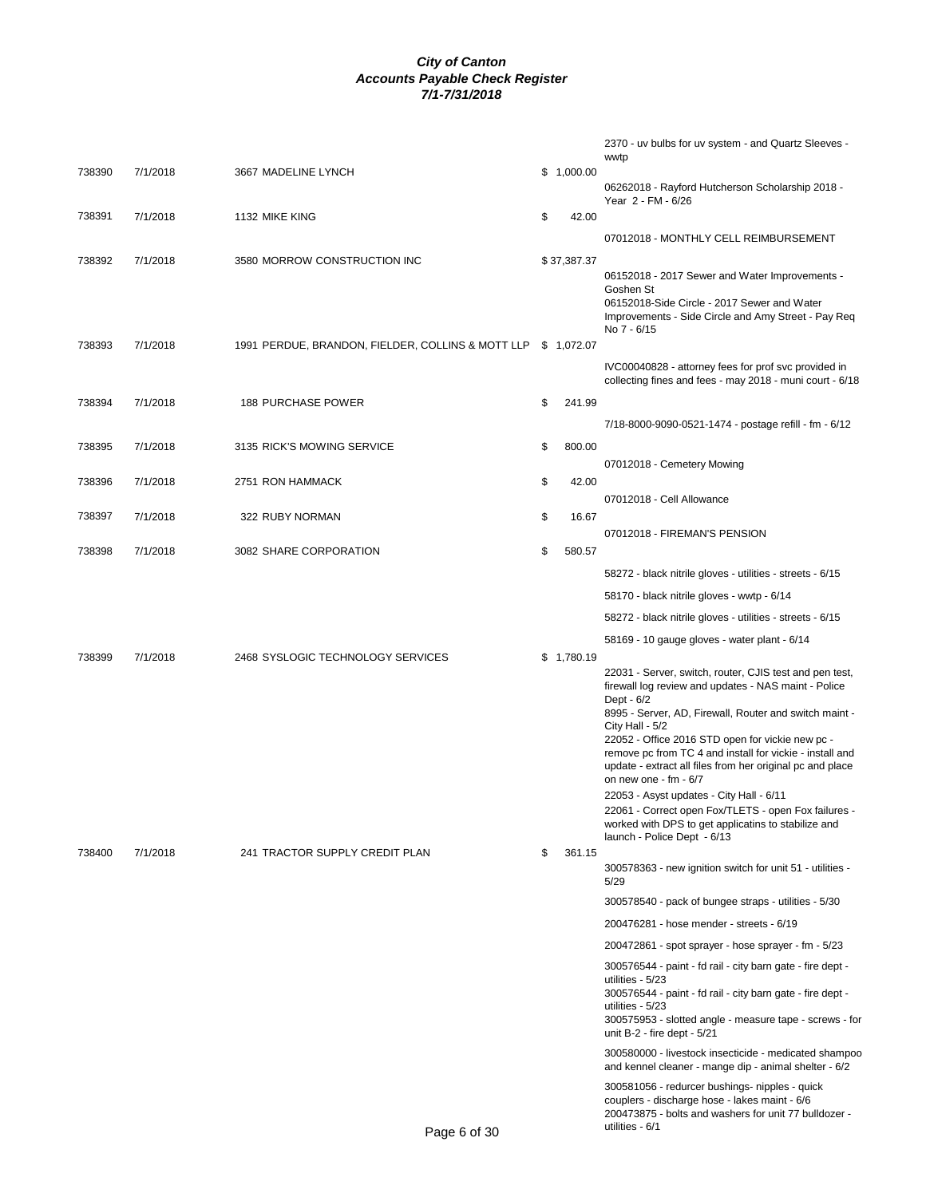***City of Canton***
***Accounts Payable Check Register***
***7/1-7/31/2018***

| Check # | Date | Vendor | Amount | Description |
|---|---|---|---|---|
| | | | | 2370 - uv bulbs for uv system - and Quartz Sleeves - wwtp |
| 738390 | 7/1/2018 | 3667 MADELINE LYNCH | $ 1,000.00 | |
| | | | | 06262018 - Rayford Hutcherson Scholarship 2018 - Year 2 - FM - 6/26 |
| 738391 | 7/1/2018 | 1132 MIKE KING | $ 42.00 | |
| | | | | 07012018 - MONTHLY CELL REIMBURSEMENT |
| 738392 | 7/1/2018 | 3580 MORROW CONSTRUCTION INC | $ 37,387.37 | |
| | | | | 06152018 - 2017 Sewer and Water Improvements - Goshen St |
| | | | | 06152018-Side Circle - 2017 Sewer and Water Improvements - Side Circle and Amy Street - Pay Req No 7 - 6/15 |
| 738393 | 7/1/2018 | 1991 PERDUE, BRANDON, FIELDER, COLLINS & MOTT LLP | $ 1,072.07 | |
| | | | | IVC00040828 - attorney fees for prof svc provided in collecting fines and fees - may 2018 - muni court - 6/18 |
| 738394 | 7/1/2018 | 188 PURCHASE POWER | $ 241.99 | |
| | | | | 7/18-8000-9090-0521-1474 - postage refill - fm - 6/12 |
| 738395 | 7/1/2018 | 3135 RICK'S MOWING SERVICE | $ 800.00 | |
| | | | | 07012018 - Cemetery Mowing |
| 738396 | 7/1/2018 | 2751 RON HAMMACK | $ 42.00 | |
| | | | | 07012018 - Cell Allowance |
| 738397 | 7/1/2018 | 322 RUBY NORMAN | $ 16.67 | |
| | | | | 07012018 - FIREMAN'S PENSION |
| 738398 | 7/1/2018 | 3082 SHARE CORPORATION | $ 580.57 | |
| | | | | 58272 - black nitrile gloves - utilities - streets - 6/15 |
| | | | | 58170 - black nitrile gloves - wwtp - 6/14 |
| | | | | 58272 - black nitrile gloves - utilities - streets - 6/15 |
| | | | | 58169 - 10 gauge gloves - water plant - 6/14 |
| 738399 | 7/1/2018 | 2468 SYSLOGIC TECHNOLOGY SERVICES | $ 1,780.19 | |
| | | | | 22031 - Server, switch, router, CJIS test and pen test, firewall log review and updates - NAS maint - Police Dept - 6/2 |
| | | | | 8995 - Server, AD, Firewall, Router and switch maint - City Hall - 5/2 |
| | | | | 22052 - Office 2016 STD open for vickie new pc - remove pc from TC 4 and install for vickie - install and update - extract all files from her original pc and place on new one - fm - 6/7 |
| | | | | 22053 - Asyst updates - City Hall - 6/11 |
| | | | | 22061 - Correct open Fox/TLETS - open Fox failures - worked with DPS to get applicatins to stabilize and launch - Police Dept - 6/13 |
| 738400 | 7/1/2018 | 241 TRACTOR SUPPLY CREDIT PLAN | $ 361.15 | |
| | | | | 300578363 - new ignition switch for unit 51 - utilities - 5/29 |
| | | | | 300578540 - pack of bungee straps - utilities - 5/30 |
| | | | | 200476281 - hose mender - streets - 6/19 |
| | | | | 200472861 - spot sprayer - hose sprayer - fm - 5/23 |
| | | | | 300576544 - paint - fd rail - city barn gate - fire dept - utilities - 5/23 |
| | | | | 300576544 - paint - fd rail - city barn gate - fire dept - utilities - 5/23 |
| | | | | 300575953 - slotted angle - measure tape - screws - for unit B-2 - fire dept - 5/21 |
| | | | | 300580000 - livestock insecticide - medicated shampoo and kennel cleaner - mange dip - animal shelter - 6/2 |
| | | | | 300581056 - redurcer bushings- nipples - quick couplers - discharge hose - lakes maint - 6/6 |
| | | | | 200473875 - bolts and washers for unit 77 bulldozer - utilities - 6/1 |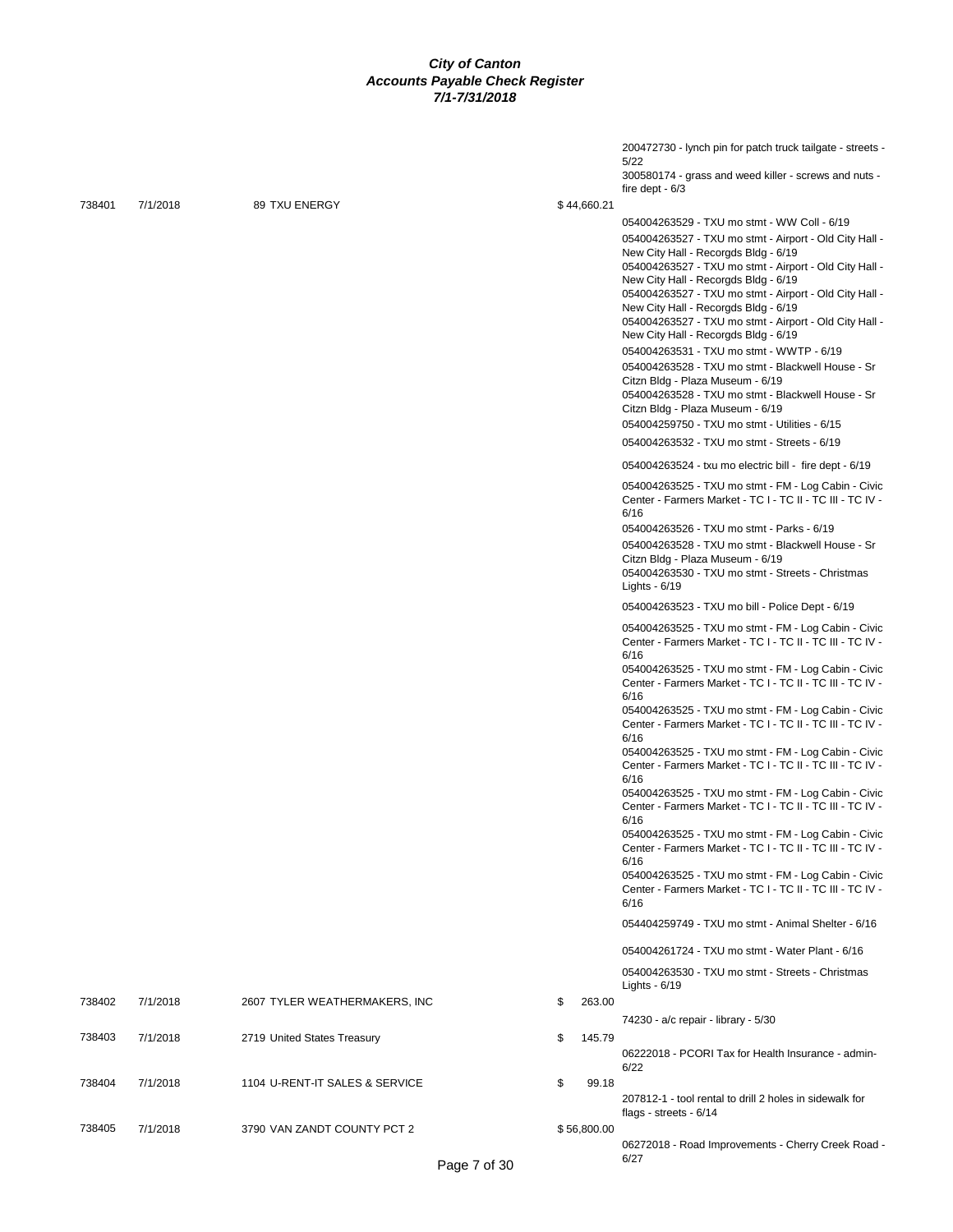**City of Canton**
**Accounts Payable Check Register**
**7/1-7/31/2018**

| Check # | Date | Vendor | Amount | Description |
|---|---|---|---|---|
| | | | | 200472730 - lynch pin for patch truck tailgate - streets - 5/22 |
| | | | | 300580174 - grass and weed killer - screws and nuts - fire dept - 6/3 |
| 738401 | 7/1/2018 | 89 TXU ENERGY | $ 44,660.21 | |
| | | | | 054004263529 - TXU mo stmt - WW Coll - 6/19 |
| | | | | 054004263527 - TXU mo stmt - Airport - Old City Hall - New City Hall - Recorgds Bldg - 6/19 |
| | | | | 054004263527 - TXU mo stmt - Airport - Old City Hall - New City Hall - Recorgds Bldg - 6/19 |
| | | | | 054004263527 - TXU mo stmt - Airport - Old City Hall - New City Hall - Recorgds Bldg - 6/19 |
| | | | | 054004263527 - TXU mo stmt - Airport - Old City Hall - New City Hall - Recorgds Bldg - 6/19 |
| | | | | 054004263531 - TXU mo stmt - WWTP - 6/19 |
| | | | | 054004263528 - TXU mo stmt - Blackwell House - Sr Citzn Bldg - Plaza Museum - 6/19 |
| | | | | 054004263528 - TXU mo stmt - Blackwell House - Sr Citzn Bldg - Plaza Museum - 6/19 |
| | | | | 054004259750 - TXU mo stmt - Utilities - 6/15 |
| | | | | 054004263532 - TXU mo stmt - Streets - 6/19 |
| | | | | 054004263524 - txu mo electric bill - fire dept - 6/19 |
| | | | | 054004263525 - TXU mo stmt - FM - Log Cabin - Civic Center - Farmers Market - TC I - TC II - TC III - TC IV - 6/16 |
| | | | | 054004263526 - TXU mo stmt - Parks - 6/19 |
| | | | | 054004263528 - TXU mo stmt - Blackwell House - Sr Citzn Bldg - Plaza Museum - 6/19 |
| | | | | 054004263530 - TXU mo stmt - Streets - Christmas Lights - 6/19 |
| | | | | 054004263523 - TXU mo bill - Police Dept - 6/19 |
| | | | | 054004263525 - TXU mo stmt - FM - Log Cabin - Civic Center - Farmers Market - TC I - TC II - TC III - TC IV - 6/16 |
| | | | | 054004263525 - TXU mo stmt - FM - Log Cabin - Civic Center - Farmers Market - TC I - TC II - TC III - TC IV - 6/16 |
| | | | | 054004263525 - TXU mo stmt - FM - Log Cabin - Civic Center - Farmers Market - TC I - TC II - TC III - TC IV - 6/16 |
| | | | | 054004263525 - TXU mo stmt - FM - Log Cabin - Civic Center - Farmers Market - TC I - TC II - TC III - TC IV - 6/16 |
| | | | | 054004263525 - TXU mo stmt - FM - Log Cabin - Civic Center - Farmers Market - TC I - TC II - TC III - TC IV - 6/16 |
| | | | | 054004263525 - TXU mo stmt - FM - Log Cabin - Civic Center - Farmers Market - TC I - TC II - TC III - TC IV - 6/16 |
| | | | | 054004263525 - TXU mo stmt - FM - Log Cabin - Civic Center - Farmers Market - TC I - TC II - TC III - TC IV - 6/16 |
| | | | | 054404259749 - TXU mo stmt - Animal Shelter - 6/16 |
| | | | | 054004261724 - TXU mo stmt - Water Plant - 6/16 |
| | | | | 054004263530 - TXU mo stmt - Streets - Christmas Lights - 6/19 |
| 738402 | 7/1/2018 | 2607 TYLER WEATHERMAKERS, INC | $ 263.00 | |
| | | | | 74230 - a/c repair - library - 5/30 |
| 738403 | 7/1/2018 | 2719 United States Treasury | $ 145.79 | |
| | | | | 06222018 - PCORI Tax for Health Insurance - admin- 6/22 |
| 738404 | 7/1/2018 | 1104 U-RENT-IT SALES & SERVICE | $ 99.18 | |
| | | | | 207812-1 - tool rental to drill 2 holes in sidewalk for flags - streets - 6/14 |
| 738405 | 7/1/2018 | 3790 VAN ZANDT COUNTY PCT 2 | $ 56,800.00 | |
| | | | | 06272018 - Road Improvements - Cherry Creek Road - 6/27 |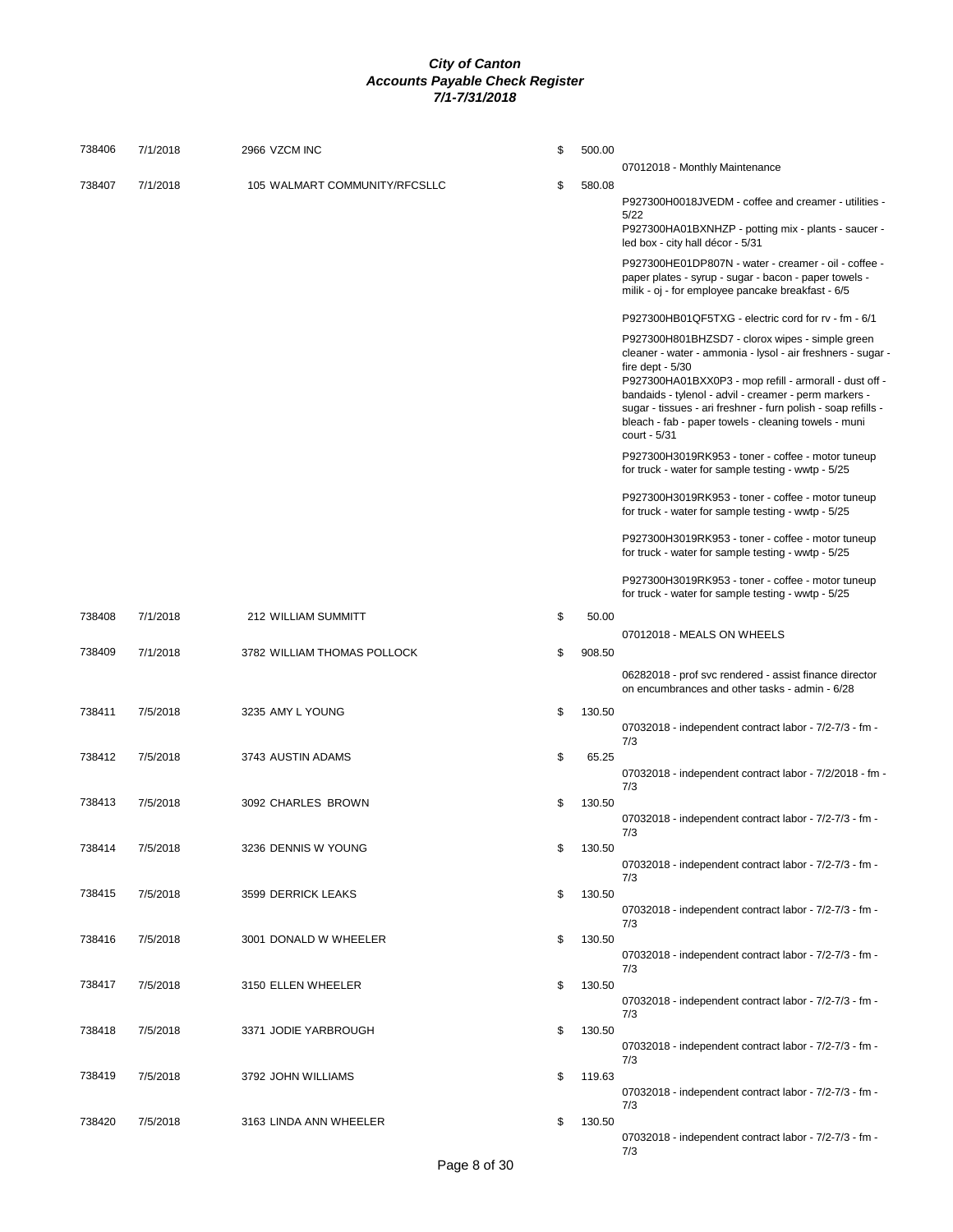***City of Canton***
***Accounts Payable Check Register***
***7/1-7/31/2018***

| Check # | Date | Vendor | | Amount | Description |
|---|---|---|---|---|---|
| 738406 | 7/1/2018 | 2966 VZCM INC | $ | 500.00 | |
| | | | | | 07012018 - Monthly Maintenance |
| 738407 | 7/1/2018 | 105 WALMART COMMUNITY/RFCSLLC | $ | 580.08 | |
| | | | | | P927300H0018JVEDM - coffee and creamer - utilities - 5/22 |
| | | | | | P927300HA01BXNHZP - potting mix - plants - saucer - led box - city hall décor - 5/31 |
| | | | | | P927300HE01DP807N - water - creamer - oil - coffee - paper plates - syrup - sugar - bacon - paper towels - milik - oj - for employee pancake breakfast - 6/5 |
| | | | | | P927300HB01QF5TXG - electric cord for rv - fm - 6/1 |
| | | | | | P927300H801BHZSD7 - clorox wipes - simple green cleaner - water - ammonia - lysol - air freshners - sugar - fire dept - 5/30 |
| | | | | | P927300HA01BXX0P3 - mop refill - armorall - dust off - bandaids - tylenol - advil - creamer - perm markers - sugar - tissues - ari freshner - furn polish - soap refills - bleach - fab - paper towels - cleaning towels - muni court - 5/31 |
| | | | | | P927300H3019RK953 - toner - coffee - motor tuneup for truck - water for sample testing - wwtp - 5/25 |
| | | | | | P927300H3019RK953 - toner - coffee - motor tuneup for truck - water for sample testing - wwtp - 5/25 |
| | | | | | P927300H3019RK953 - toner - coffee - motor tuneup for truck - water for sample testing - wwtp - 5/25 |
| | | | | | P927300H3019RK953 - toner - coffee - motor tuneup for truck - water for sample testing - wwtp - 5/25 |
| 738408 | 7/1/2018 | 212 WILLIAM SUMMITT | $ | 50.00 | |
| | | | | | 07012018 - MEALS ON WHEELS |
| 738409 | 7/1/2018 | 3782 WILLIAM THOMAS POLLOCK | $ | 908.50 | |
| | | | | | 06282018 - prof svc rendered - assist finance director on encumbrances and other tasks - admin - 6/28 |
| 738411 | 7/5/2018 | 3235 AMY L YOUNG | $ | 130.50 | |
| | | | | | 07032018 - independent contract labor - 7/2-7/3 - fm - 7/3 |
| 738412 | 7/5/2018 | 3743 AUSTIN ADAMS | $ | 65.25 | |
| | | | | | 07032018 - independent contract labor - 7/2/2018 - fm - 7/3 |
| 738413 | 7/5/2018 | 3092 CHARLES BROWN | $ | 130.50 | |
| | | | | | 07032018 - independent contract labor - 7/2-7/3 - fm - 7/3 |
| 738414 | 7/5/2018 | 3236 DENNIS W YOUNG | $ | 130.50 | |
| | | | | | 07032018 - independent contract labor - 7/2-7/3 - fm - 7/3 |
| 738415 | 7/5/2018 | 3599 DERRICK LEAKS | $ | 130.50 | |
| | | | | | 07032018 - independent contract labor - 7/2-7/3 - fm - 7/3 |
| 738416 | 7/5/2018 | 3001 DONALD W WHEELER | $ | 130.50 | |
| | | | | | 07032018 - independent contract labor - 7/2-7/3 - fm - 7/3 |
| 738417 | 7/5/2018 | 3150 ELLEN WHEELER | $ | 130.50 | |
| | | | | | 07032018 - independent contract labor - 7/2-7/3 - fm - 7/3 |
| 738418 | 7/5/2018 | 3371 JODIE YARBROUGH | $ | 130.50 | |
| | | | | | 07032018 - independent contract labor - 7/2-7/3 - fm - 7/3 |
| 738419 | 7/5/2018 | 3792 JOHN WILLIAMS | $ | 119.63 | |
| | | | | | 07032018 - independent contract labor - 7/2-7/3 - fm - 7/3 |
| 738420 | 7/5/2018 | 3163 LINDA ANN WHEELER | $ | 130.50 | |
| | | | | | 07032018 - independent contract labor - 7/2-7/3 - fm - 7/3 |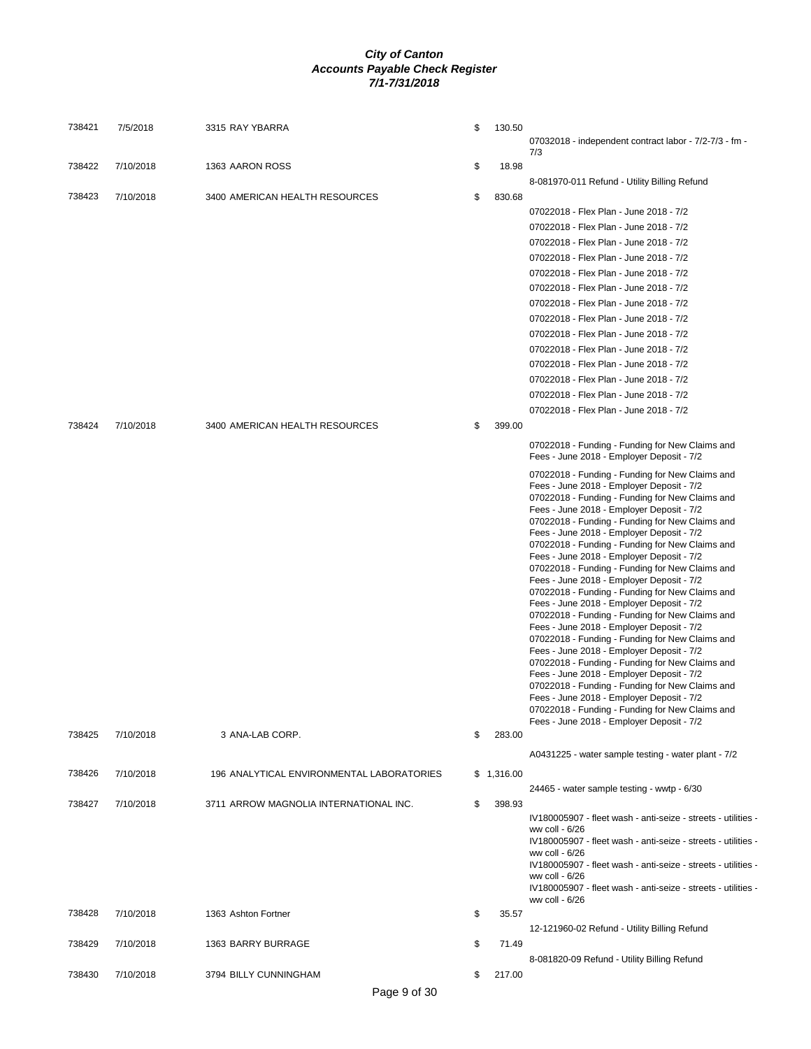# City of Canton
## Accounts Payable Check Register
### 7/1-7/31/2018

| Check # | Date | Vendor | Amount | Description |
|---|---|---|---|---|
| 738421 | 7/5/2018 | 3315 RAY YBARRA | $ 130.50 | |
| | | | | 07032018 - independent contract labor - 7/2-7/3 - fm - 7/3 |
| 738422 | 7/10/2018 | 1363 AARON ROSS | $ 18.98 | |
| | | | | 8-081970-011 Refund - Utility Billing Refund |
| 738423 | 7/10/2018 | 3400 AMERICAN HEALTH RESOURCES | $ 830.68 | |
| | | | | 07022018 - Flex Plan - June 2018 - 7/2 |
| | | | | 07022018 - Flex Plan - June 2018 - 7/2 |
| | | | | 07022018 - Flex Plan - June 2018 - 7/2 |
| | | | | 07022018 - Flex Plan - June 2018 - 7/2 |
| | | | | 07022018 - Flex Plan - June 2018 - 7/2 |
| | | | | 07022018 - Flex Plan - June 2018 - 7/2 |
| | | | | 07022018 - Flex Plan - June 2018 - 7/2 |
| | | | | 07022018 - Flex Plan - June 2018 - 7/2 |
| | | | | 07022018 - Flex Plan - June 2018 - 7/2 |
| | | | | 07022018 - Flex Plan - June 2018 - 7/2 |
| | | | | 07022018 - Flex Plan - June 2018 - 7/2 |
| | | | | 07022018 - Flex Plan - June 2018 - 7/2 |
| | | | | 07022018 - Flex Plan - June 2018 - 7/2 |
| | | | | 07022018 - Flex Plan - June 2018 - 7/2 |
| 738424 | 7/10/2018 | 3400 AMERICAN HEALTH RESOURCES | $ 399.00 | |
| | | | | 07022018 - Funding - Funding for New Claims and Fees - June 2018 - Employer Deposit - 7/2 |
| | | | | 07022018 - Funding - Funding for New Claims and Fees - June 2018 - Employer Deposit - 7/2 |
| | | | | 07022018 - Funding - Funding for New Claims and Fees - June 2018 - Employer Deposit - 7/2 |
| | | | | 07022018 - Funding - Funding for New Claims and Fees - June 2018 - Employer Deposit - 7/2 |
| | | | | 07022018 - Funding - Funding for New Claims and Fees - June 2018 - Employer Deposit - 7/2 |
| | | | | 07022018 - Funding - Funding for New Claims and Fees - June 2018 - Employer Deposit - 7/2 |
| | | | | 07022018 - Funding - Funding for New Claims and Fees - June 2018 - Employer Deposit - 7/2 |
| | | | | 07022018 - Funding - Funding for New Claims and Fees - June 2018 - Employer Deposit - 7/2 |
| | | | | 07022018 - Funding - Funding for New Claims and Fees - June 2018 - Employer Deposit - 7/2 |
| | | | | 07022018 - Funding - Funding for New Claims and Fees - June 2018 - Employer Deposit - 7/2 |
| | | | | 07022018 - Funding - Funding for New Claims and Fees - June 2018 - Employer Deposit - 7/2 |
| | | | | 07022018 - Funding - Funding for New Claims and Fees - June 2018 - Employer Deposit - 7/2 |
| 738425 | 7/10/2018 | 3 ANA-LAB CORP. | $ 283.00 | |
| | | | | A0431225 - water sample testing - water plant - 7/2 |
| 738426 | 7/10/2018 | 196 ANALYTICAL ENVIRONMENTAL LABORATORIES | $ 1,316.00 | |
| | | | | 24465 - water sample testing - wwtp - 6/30 |
| 738427 | 7/10/2018 | 3711 ARROW MAGNOLIA INTERNATIONAL INC. | $ 398.93 | |
| | | | | IV180005907 - fleet wash - anti-seize - streets - utilities - ww coll - 6/26 |
| | | | | IV180005907 - fleet wash - anti-seize - streets - utilities - ww coll - 6/26 |
| | | | | IV180005907 - fleet wash - anti-seize - streets - utilities - ww coll - 6/26 |
| | | | | IV180005907 - fleet wash - anti-seize - streets - utilities - ww coll - 6/26 |
| 738428 | 7/10/2018 | 1363 Ashton Fortner | $ 35.57 | |
| | | | | 12-121960-02 Refund - Utility Billing Refund |
| 738429 | 7/10/2018 | 1363 BARRY BURRAGE | $ 71.49 | |
| | | | | 8-081820-09 Refund - Utility Billing Refund |
| 738430 | 7/10/2018 | 3794 BILLY CUNNINGHAM | $ 217.00 | |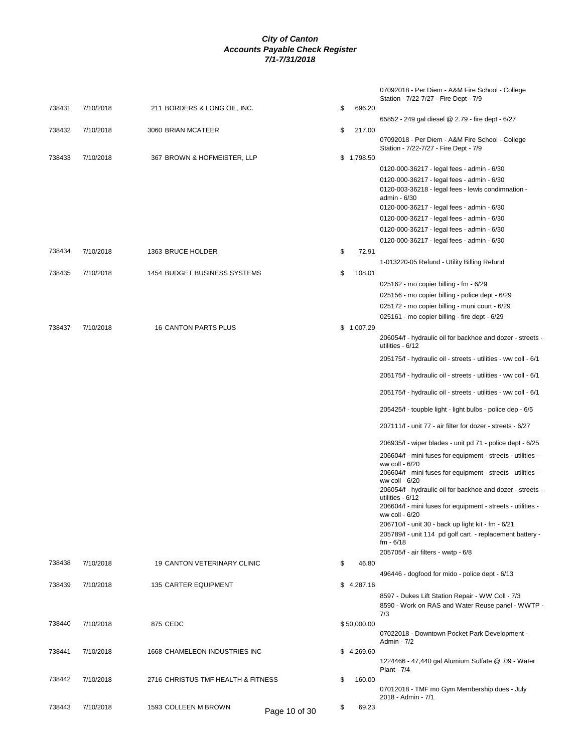***City of Canton***
***Accounts Payable Check Register***
***7/1-7/31/2018***

| Check # | Date | Vendor | Amount | Description |
|---|---|---|---|---|
| | | | | 07092018 - Per Diem - A&M Fire School - College Station - 7/22-7/27 - Fire Dept - 7/9 |
| 738431 | 7/10/2018 | 211 BORDERS & LONG OIL, INC. | $ 696.20 | |
| | | | | 65852 - 249 gal diesel @ 2.79 - fire dept - 6/27 |
| 738432 | 7/10/2018 | 3060 BRIAN MCATEER | $ 217.00 | |
| | | | | 07092018 - Per Diem - A&M Fire School - College Station - 7/22-7/27 - Fire Dept - 7/9 |
| 738433 | 7/10/2018 | 367 BROWN & HOFMEISTER, LLP | $ 1,798.50 | |
| | | | | 0120-000-36217 - legal fees - admin - 6/30 |
| | | | | 0120-000-36217 - legal fees - admin - 6/30 |
| | | | | 0120-003-36218 - legal fees - lewis condimnation - admin - 6/30 |
| | | | | 0120-000-36217 - legal fees - admin - 6/30 |
| | | | | 0120-000-36217 - legal fees - admin - 6/30 |
| | | | | 0120-000-36217 - legal fees - admin - 6/30 |
| | | | | 0120-000-36217 - legal fees - admin - 6/30 |
| 738434 | 7/10/2018 | 1363 BRUCE HOLDER | $ 72.91 | |
| | | | | 1-013220-05 Refund - Utility Billing Refund |
| 738435 | 7/10/2018 | 1454 BUDGET BUSINESS SYSTEMS | $ 108.01 | |
| | | | | 025162 - mo copier billing - fm - 6/29 |
| | | | | 025156 - mo copier billing - police dept - 6/29 |
| | | | | 025172 - mo copier billing - muni court - 6/29 |
| | | | | 025161 - mo copier billing - fire dept - 6/29 |
| 738437 | 7/10/2018 | 16 CANTON PARTS PLUS | $ 1,007.29 | |
| | | | | 206054/f - hydraulic oil for backhoe and dozer - streets - utilities - 6/12 |
| | | | | 205175/f - hydraulic oil - streets - utilities - ww coll - 6/1 |
| | | | | 205175/f - hydraulic oil - streets - utilities - ww coll - 6/1 |
| | | | | 205175/f - hydraulic oil - streets - utilities - ww coll - 6/1 |
| | | | | 205425/f - toupble light - light bulbs - police dep - 6/5 |
| | | | | 207111/f - unit 77 - air filter for dozer - streets - 6/27 |
| | | | | 206935/f - wiper blades - unit pd 71 - police dept - 6/25 |
| | | | | 206604/f - mini fuses for equipment - streets - utilities - ww coll - 6/20 |
| | | | | 206604/f - mini fuses for equipment - streets - utilities - ww coll - 6/20 |
| | | | | 206054/f - hydraulic oil for backhoe and dozer - streets - utilities - 6/12 |
| | | | | 206604/f - mini fuses for equipment - streets - utilities - ww coll - 6/20 |
| | | | | 206710/f - unit 30 - back up light kit - fm - 6/21 |
| | | | | 205789/f - unit 114 pd golf cart - replacement battery - fm - 6/18 |
| | | | | 205705/f - air filters - wwtp - 6/8 |
| 738438 | 7/10/2018 | 19 CANTON VETERINARY CLINIC | $ 46.80 | |
| | | | | 496446 - dogfood for mido - police dept - 6/13 |
| 738439 | 7/10/2018 | 135 CARTER EQUIPMENT | $ 4,287.16 | |
| | | | | 8597 - Dukes Lift Station Repair - WW Coll - 7/3 |
| | | | | 8590 - Work on RAS and Water Reuse panel - WWTP - 7/3 |
| 738440 | 7/10/2018 | 875 CEDC | $ 50,000.00 | |
| | | | | 07022018 - Downtown Pocket Park Development - Admin - 7/2 |
| 738441 | 7/10/2018 | 1668 CHAMELEON INDUSTRIES INC | $ 4,269.60 | |
| | | | | 1224466 - 47,440 gal Alumium Sulfate @ .09 - Water Plant - 7/4 |
| 738442 | 7/10/2018 | 2716 CHRISTUS TMF HEALTH & FITNESS | $ 160.00 | |
| | | | | 07012018 - TMF mo Gym Membership dues - July 2018 - Admin - 7/1 |
| 738443 | 7/10/2018 | 1593 COLLEEN M BROWN | $ 69.23 | |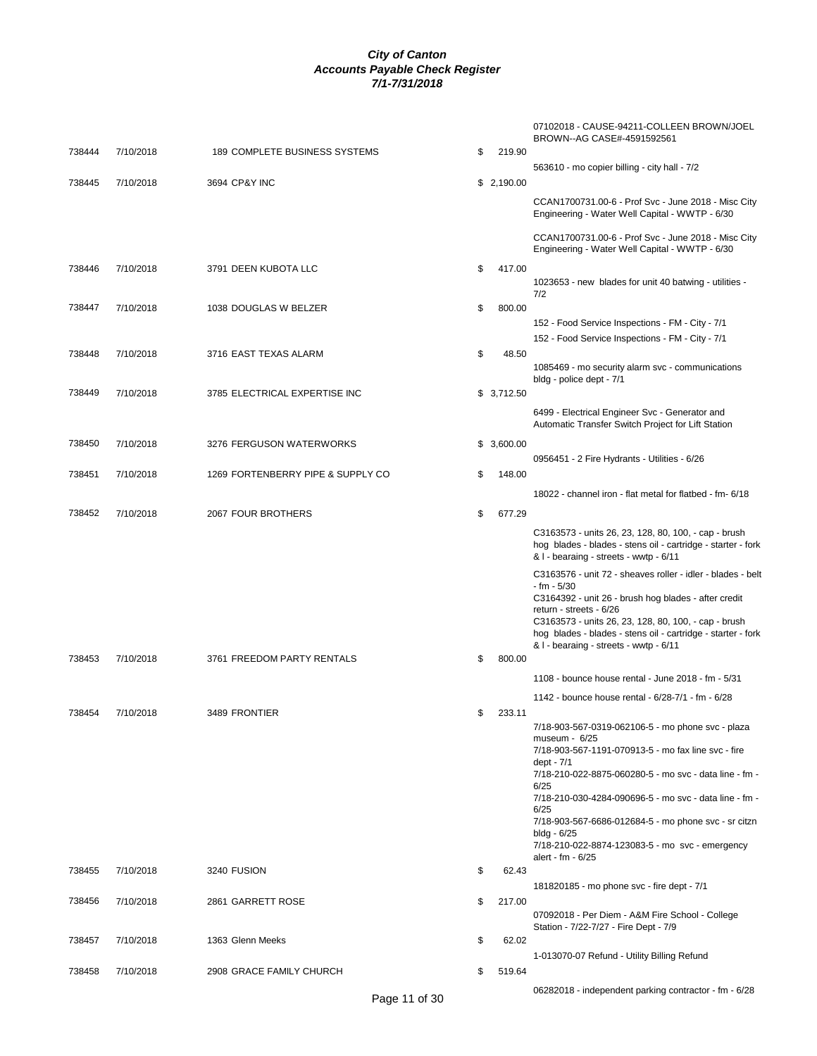# *City of Canton*
## *Accounts Payable Check Register*
### *7/1-7/31/2018*

| Check # | Date | Vendor | Amount | Description |
|---|---|---|---|---|
| | | | | 07102018 - CAUSE-94211-COLLEEN BROWN/JOEL BROWN--AG CASE#-4591592561 |
| 738444 | 7/10/2018 | 189 COMPLETE BUSINESS SYSTEMS | $ 219.90 | |
| | | | | 563610 - mo copier billing - city hall - 7/2 |
| 738445 | 7/10/2018 | 3694 CP&Y INC | $ 2,190.00 | |
| | | | | CCAN1700731.00-6 - Prof Svc - June 2018 - Misc City Engineering - Water Well Capital - WWTP - 6/30 |
| | | | | CCAN1700731.00-6 - Prof Svc - June 2018 - Misc City Engineering - Water Well Capital - WWTP - 6/30 |
| 738446 | 7/10/2018 | 3791 DEEN KUBOTA LLC | $ 417.00 | |
| | | | | 1023653 - new blades for unit 40 batwing - utilities - 7/2 |
| 738447 | 7/10/2018 | 1038 DOUGLAS W BELZER | $ 800.00 | |
| | | | | 152 - Food Service Inspections - FM - City - 7/1 |
| | | | | 152 - Food Service Inspections - FM - City - 7/1 |
| 738448 | 7/10/2018 | 3716 EAST TEXAS ALARM | $ 48.50 | |
| | | | | 1085469 - mo security alarm svc - communications bldg - police dept - 7/1 |
| 738449 | 7/10/2018 | 3785 ELECTRICAL EXPERTISE INC | $ 3,712.50 | |
| | | | | 6499 - Electrical Engineer Svc - Generator and Automatic Transfer Switch Project for Lift Station |
| 738450 | 7/10/2018 | 3276 FERGUSON WATERWORKS | $ 3,600.00 | |
| | | | | 0956451 - 2 Fire Hydrants - Utilities - 6/26 |
| 738451 | 7/10/2018 | 1269 FORTENBERRY PIPE & SUPPLY CO | $ 148.00 | |
| | | | | 18022 - channel iron - flat metal for flatbed - fm- 6/18 |
| 738452 | 7/10/2018 | 2067 FOUR BROTHERS | $ 677.29 | |
| | | | | C3163573 - units 26, 23, 128, 80, 100, - cap - brush hog blades - blades - stens oil - cartridge - starter - fork & l - bearaing - streets - wwtp - 6/11 |
| | | | | C3163576 - unit 72 - sheaves roller - idler - blades - belt - fm - 5/30 |
| | | | | C3164392 - unit 26 - brush hog blades - after credit return - streets - 6/26 |
| | | | | C3163573 - units 26, 23, 128, 80, 100, - cap - brush hog blades - blades - stens oil - cartridge - starter - fork & l - bearaing - streets - wwtp - 6/11 |
| 738453 | 7/10/2018 | 3761 FREEDOM PARTY RENTALS | $ 800.00 | |
| | | | | 1108 - bounce house rental - June 2018 - fm - 5/31 |
| | | | | 1142 - bounce house rental - 6/28-7/1 - fm - 6/28 |
| 738454 | 7/10/2018 | 3489 FRONTIER | $ 233.11 | |
| | | | | 7/18-903-567-0319-062106-5 - mo phone svc - plaza museum - 6/25 |
| | | | | 7/18-903-567-1191-070913-5 - mo fax line svc - fire dept - 7/1 |
| | | | | 7/18-210-022-8875-060280-5 - mo svc - data line - fm - 6/25 |
| | | | | 7/18-210-030-4284-090696-5 - mo svc - data line - fm - 6/25 |
| | | | | 7/18-903-567-6686-012684-5 - mo phone svc - sr citzn bldg - 6/25 |
| | | | | 7/18-210-022-8874-123083-5 - mo svc - emergency alert - fm - 6/25 |
| 738455 | 7/10/2018 | 3240 FUSION | $ 62.43 | |
| | | | | 181820185 - mo phone svc - fire dept - 7/1 |
| 738456 | 7/10/2018 | 2861 GARRETT ROSE | $ 217.00 | |
| | | | | 07092018 - Per Diem - A&M Fire School - College Station - 7/22-7/27 - Fire Dept - 7/9 |
| 738457 | 7/10/2018 | 1363 Glenn Meeks | $ 62.02 | |
| | | | | 1-013070-07 Refund - Utility Billing Refund |
| 738458 | 7/10/2018 | 2908 GRACE FAMILY CHURCH | $ 519.64 | |
| | | | | 06282018 - independent parking contractor - fm - 6/28 |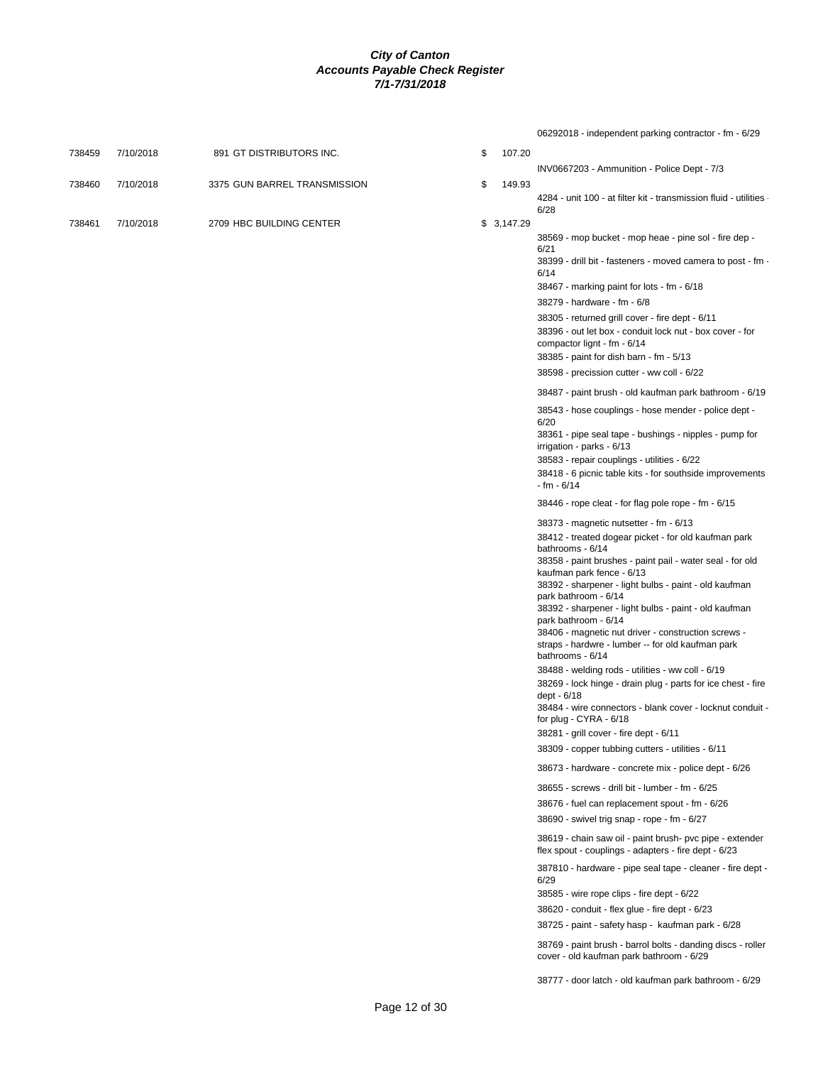**City of Canton**
**Accounts Payable Check Register**
**7/1-7/31/2018**

| Check # | Date | Vendor | Amount | Description |
|---|---|---|---|---|
| | | | | 06292018 - independent parking contractor - fm - 6/29 |
| 738459 | 7/10/2018 | 891 GT DISTRIBUTORS INC. | $ 107.20 | |
| | | | | INV0667203 - Ammunition - Police Dept - 7/3 |
| 738460 | 7/10/2018 | 3375 GUN BARREL TRANSMISSION | $ 149.93 | |
| | | | | 4284 - unit 100 - at filter kit - transmission fluid - utilities - 6/28 |
| 738461 | 7/10/2018 | 2709 HBC BUILDING CENTER | $ 3,147.29 | |
| | | | | 38569 - mop bucket - mop heae - pine sol - fire dep - 6/21 |
| | | | | 38399 - drill bit - fasteners - moved camera to post - fm - 6/14 |
| | | | | 38467 - marking paint for lots - fm - 6/18 |
| | | | | 38279 - hardware - fm - 6/8 |
| | | | | 38305 - returned grill cover - fire dept - 6/11 |
| | | | | 38396 - out let box - conduit lock nut - box cover - for compactor lignt - fm - 6/14 |
| | | | | 38385 - paint for dish barn - fm - 5/13 |
| | | | | 38598 - precission cutter - ww coll - 6/22 |
| | | | | 38487 - paint brush - old kaufman park bathroom - 6/19 |
| | | | | 38543 - hose couplings - hose mender - police dept - 6/20 |
| | | | | 38361 - pipe seal tape - bushings - nipples - pump for irrigation - parks - 6/13 |
| | | | | 38583 - repair couplings - utilities - 6/22 |
| | | | | 38418 - 6 picnic table kits - for southside improvements - fm - 6/14 |
| | | | | 38446 - rope cleat - for flag pole rope - fm - 6/15 |
| | | | | 38373 - magnetic nutsetter - fm - 6/13 |
| | | | | 38412 - treated dogear picket - for old kaufman park bathrooms - 6/14 |
| | | | | 38358 - paint brushes - paint pail - water seal - for old kaufman park fence - 6/13 |
| | | | | 38392 - sharpener - light bulbs - paint - old kaufman park bathroom - 6/14 |
| | | | | 38392 - sharpener - light bulbs - paint - old kaufman park bathroom - 6/14 |
| | | | | 38406 - magnetic nut driver - construction screws - straps - hardwre - lumber -- for old kaufman park bathrooms - 6/14 |
| | | | | 38488 - welding rods - utilities - ww coll - 6/19 |
| | | | | 38269 - lock hinge - drain plug - parts for ice chest - fire dept - 6/18 |
| | | | | 38484 - wire connectors - blank cover - locknut conduit - for plug - CYRA - 6/18 |
| | | | | 38281 - grill cover - fire dept - 6/11 |
| | | | | 38309 - copper tubbing cutters - utilities - 6/11 |
| | | | | 38673 - hardware - concrete mix - police dept - 6/26 |
| | | | | 38655 - screws - drill bit - lumber - fm - 6/25 |
| | | | | 38676 - fuel can replacement spout - fm - 6/26 |
| | | | | 38690 - swivel trig snap - rope - fm - 6/27 |
| | | | | 38619 - chain saw oil - paint brush- pvc pipe - extender flex spout - couplings - adapters - fire dept - 6/23 |
| | | | | 387810 - hardware - pipe seal tape - cleaner - fire dept - 6/29 |
| | | | | 38585 - wire rope clips - fire dept - 6/22 |
| | | | | 38620 - conduit - flex glue - fire dept - 6/23 |
| | | | | 38725 - paint - safety hasp - kaufman park - 6/28 |
| | | | | 38769 - paint brush - barrol bolts - danding discs - roller cover - old kaufman park bathroom - 6/29 |
| | | | | 38777 - door latch - old kaufman park bathroom - 6/29 |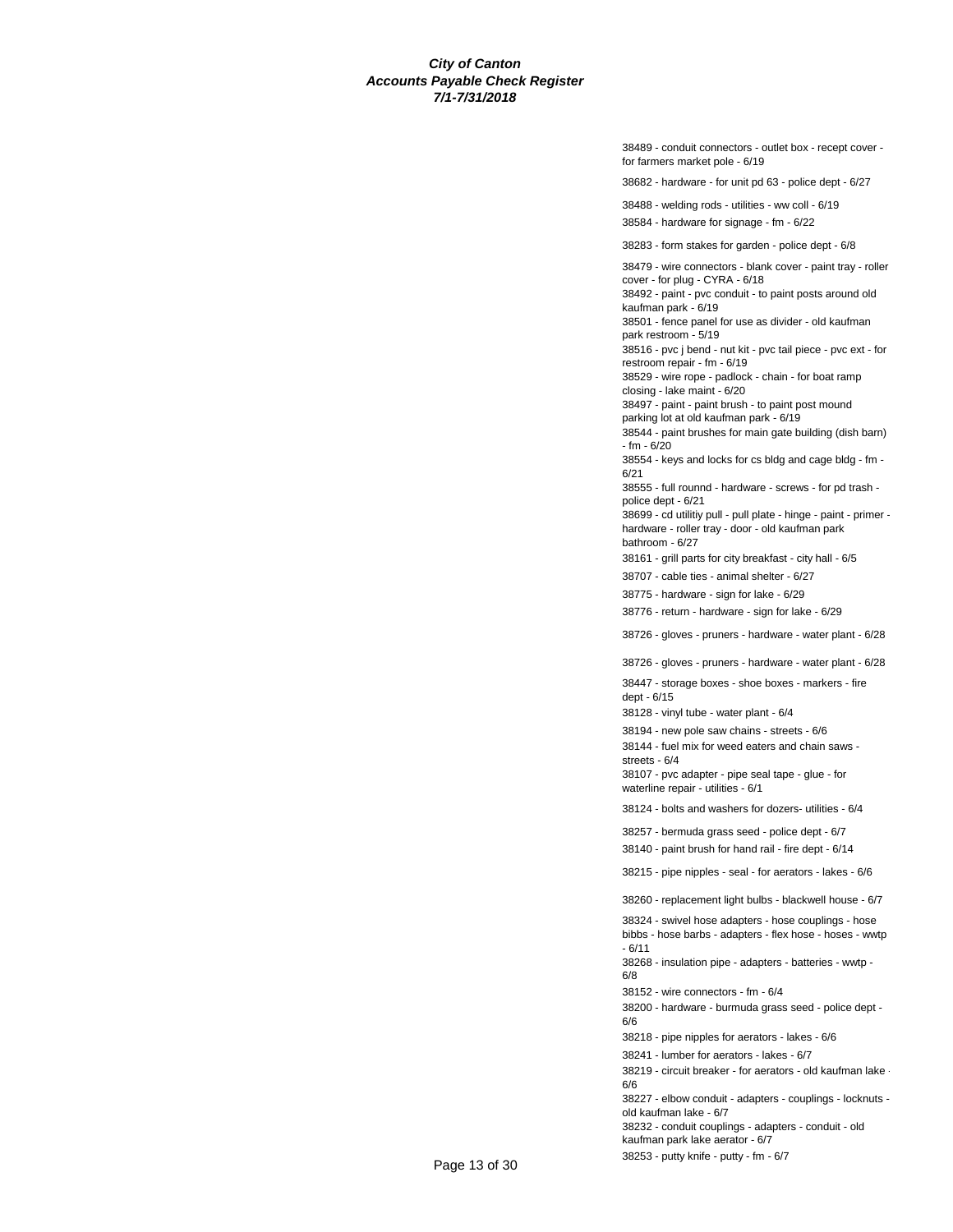**City of Canton**
**Accounts Payable Check Register**
**7/1-7/31/2018**

38489 - conduit connectors - outlet box - recept cover - for farmers market pole - 6/19

38682 - hardware - for unit pd 63 - police dept - 6/27

38488 - welding rods - utilities - ww coll - 6/19

38584 - hardware for signage - fm - 6/22

38283 - form stakes for garden - police dept - 6/8

38479 - wire connectors - blank cover - paint tray - roller cover - for plug - CYRA - 6/18

38492 - paint - pvc conduit - to paint posts around old kaufman park - 6/19

38501 - fence panel for use as divider - old kaufman park restroom - 5/19

38516 - pvc j bend - nut kit - pvc tail piece - pvc ext - for restroom repair - fm - 6/19

38529 - wire rope - padlock - chain - for boat ramp closing - lake maint - 6/20

38497 - paint - paint brush - to paint post mound parking lot at old kaufman park - 6/19

38544 - paint brushes for main gate building (dish barn) - fm - 6/20

38554 - keys and locks for cs bldg and cage bldg - fm - 6/21

38555 - full rounnd - hardware - screws - for pd trash - police dept - 6/21

38699 - cd utilitiy pull - pull plate - hinge - paint - primer - hardware - roller tray - door - old kaufman park bathroom - 6/27

38161 - grill parts for city breakfast - city hall - 6/5

38707 - cable ties - animal shelter - 6/27

38775 - hardware - sign for lake - 6/29

38776 - return - hardware - sign for lake - 6/29

38726 - gloves - pruners - hardware - water plant - 6/28

38726 - gloves - pruners - hardware - water plant - 6/28

38447 - storage boxes - shoe boxes - markers - fire dept - 6/15

38128 - vinyl tube - water plant - 6/4

38194 - new pole saw chains - streets - 6/6

38144 - fuel mix for weed eaters and chain saws - streets - 6/4

38107 - pvc adapter - pipe seal tape - glue - for waterline repair - utilities - 6/1

38124 - bolts and washers for dozers- utilities - 6/4

38257 - bermuda grass seed - police dept - 6/7

38140 - paint brush for hand rail - fire dept - 6/14

38215 - pipe nipples - seal - for aerators - lakes - 6/6

38260 - replacement light bulbs - blackwell house - 6/7

38324 - swivel hose adapters - hose couplings - hose bibbs - hose barbs - adapters - flex hose - hoses - wwtp - 6/11

38268 - insulation pipe - adapters - batteries - wwtp - 6/8

38152 - wire connectors - fm - 6/4

38200 - hardware - burmuda grass seed - police dept - 6/6

38218 - pipe nipples for aerators - lakes - 6/6

38241 - lumber for aerators - lakes - 6/7

38219 - circuit breaker - for aerators - old kaufman lake - 6/6

38227 - elbow conduit - adapters - couplings - locknuts - old kaufman lake - 6/7

38232 - conduit couplings - adapters - conduit - old kaufman park lake aerator - 6/7

38253 - putty knife - putty - fm - 6/7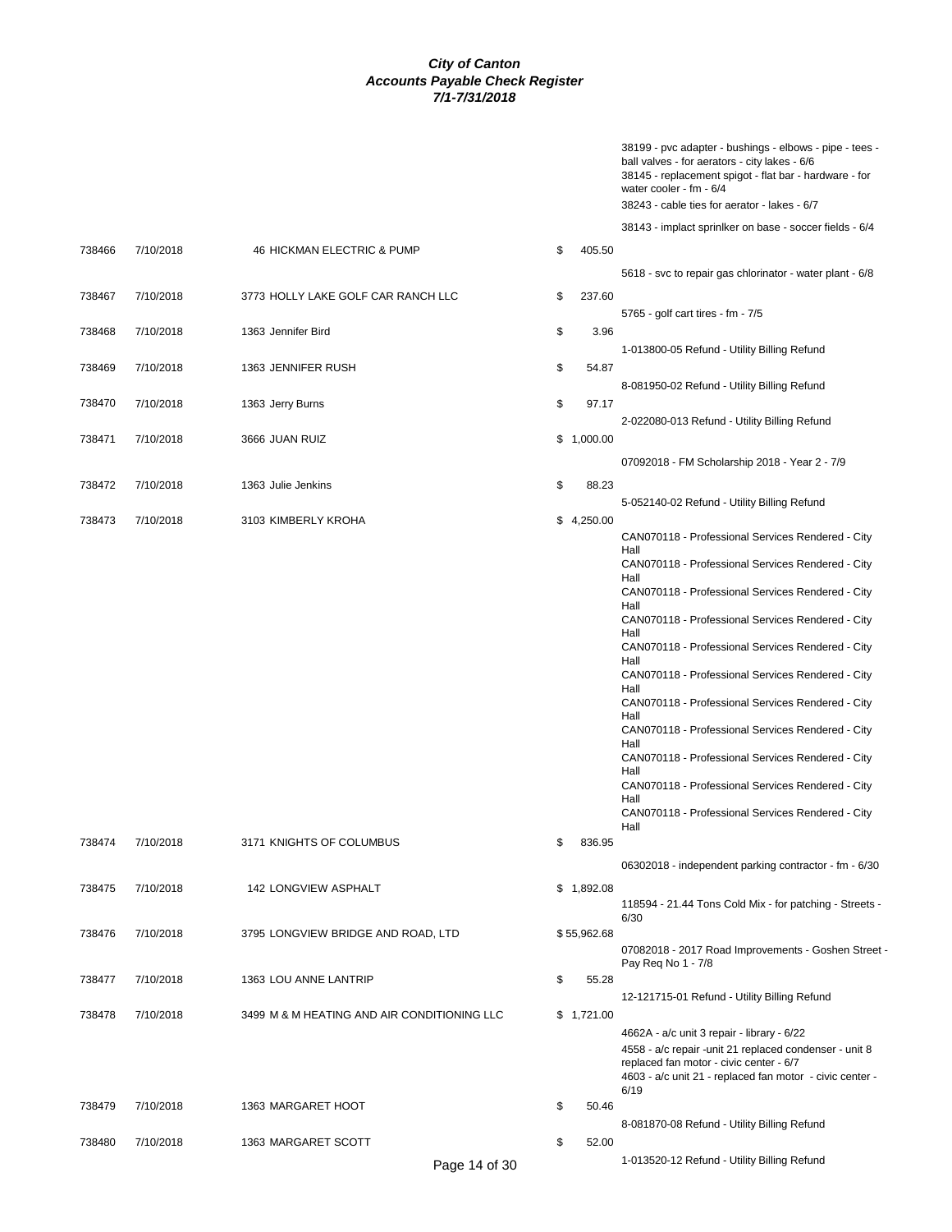**City of Canton**
**Accounts Payable Check Register**
**7/1-7/31/2018**

| Check No | Date | Vendor | Amount | Description |
|---|---|---|---|---|
| | | | | 38199 - pvc adapter - bushings - elbows - pipe - tees - ball valves - for aerators - city lakes - 6/6 |
| | | | | 38145 - replacement spigot - flat bar - hardware - for water cooler - fm - 6/4 |
| | | | | 38243 - cable ties for aerator - lakes - 6/7 |
| | | | | 38143 - implact sprinlker on base - soccer fields - 6/4 |
| 738466 | 7/10/2018 | 46 HICKMAN ELECTRIC & PUMP | $ 405.50 | |
| | | | | 5618 - svc to repair gas chlorinator - water plant - 6/8 |
| 738467 | 7/10/2018 | 3773 HOLLY LAKE GOLF CAR RANCH LLC | $ 237.60 | |
| | | | | 5765 - golf cart tires - fm - 7/5 |
| 738468 | 7/10/2018 | 1363 Jennifer Bird | $ 3.96 | |
| | | | | 1-013800-05 Refund - Utility Billing Refund |
| 738469 | 7/10/2018 | 1363 JENNIFER RUSH | $ 54.87 | |
| | | | | 8-081950-02 Refund - Utility Billing Refund |
| 738470 | 7/10/2018 | 1363 Jerry Burns | $ 97.17 | |
| | | | | 2-022080-013 Refund - Utility Billing Refund |
| 738471 | 7/10/2018 | 3666 JUAN RUIZ | $ 1,000.00 | |
| | | | | 07092018 - FM Scholarship 2018 - Year 2 - 7/9 |
| 738472 | 7/10/2018 | 1363 Julie Jenkins | $ 88.23 | |
| | | | | 5-052140-02 Refund - Utility Billing Refund |
| 738473 | 7/10/2018 | 3103 KIMBERLY KROHA | $ 4,250.00 | |
| | | | | CAN070118 - Professional Services Rendered - City Hall |
| | | | | CAN070118 - Professional Services Rendered - City Hall |
| | | | | CAN070118 - Professional Services Rendered - City Hall |
| | | | | CAN070118 - Professional Services Rendered - City Hall |
| | | | | CAN070118 - Professional Services Rendered - City Hall |
| | | | | CAN070118 - Professional Services Rendered - City Hall |
| | | | | CAN070118 - Professional Services Rendered - City Hall |
| | | | | CAN070118 - Professional Services Rendered - City Hall |
| | | | | CAN070118 - Professional Services Rendered - City Hall |
| | | | | CAN070118 - Professional Services Rendered - City Hall |
| | | | | CAN070118 - Professional Services Rendered - City Hall |
| 738474 | 7/10/2018 | 3171 KNIGHTS OF COLUMBUS | $ 836.95 | |
| | | | | 06302018 - independent parking contractor - fm - 6/30 |
| 738475 | 7/10/2018 | 142 LONGVIEW ASPHALT | $ 1,892.08 | |
| | | | | 118594 - 21.44 Tons Cold Mix - for patching - Streets - 6/30 |
| 738476 | 7/10/2018 | 3795 LONGVIEW BRIDGE AND ROAD, LTD | $ 55,962.68 | |
| | | | | 07082018 - 2017 Road Improvements - Goshen Street - Pay Req No 1 - 7/8 |
| 738477 | 7/10/2018 | 1363 LOU ANNE LANTRIP | $ 55.28 | |
| | | | | 12-121715-01 Refund - Utility Billing Refund |
| 738478 | 7/10/2018 | 3499 M & M HEATING AND AIR CONDITIONING LLC | $ 1,721.00 | |
| | | | | 4662A - a/c unit 3 repair - library - 6/22 |
| | | | | 4558 - a/c repair -unit 21 replaced condenser - unit 8 replaced fan motor - civic center - 6/7 |
| | | | | 4603 - a/c unit 21 - replaced fan motor - civic center - 6/19 |
| 738479 | 7/10/2018 | 1363 MARGARET HOOT | $ 50.46 | |
| | | | | 8-081870-08 Refund - Utility Billing Refund |
| 738480 | 7/10/2018 | 1363 MARGARET SCOTT | $ 52.00 | |
| | | | | 1-013520-12 Refund - Utility Billing Refund |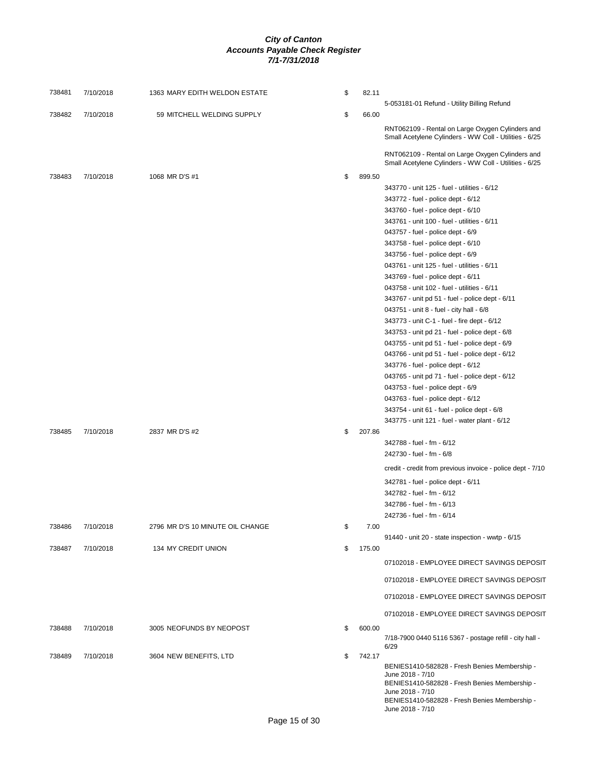# City of Canton
## Accounts Payable Check Register
### 7/1-7/31/2018

| Check # | Date | Vendor | Amount | Description |
|---|---|---|---|---|
| 738481 | 7/10/2018 | 1363 MARY EDITH WELDON ESTATE | $ 82.11 | |
| | | | | 5-053181-01 Refund - Utility Billing Refund |
| 738482 | 7/10/2018 | 59 MITCHELL WELDING SUPPLY | $ 66.00 | |
| | | | | RNT062109 - Rental on Large Oxygen Cylinders and Small Acetylene Cylinders - WW Coll - Utilities - 6/25 |
| | | | | RNT062109 - Rental on Large Oxygen Cylinders and Small Acetylene Cylinders - WW Coll - Utilities - 6/25 |
| 738483 | 7/10/2018 | 1068 MR D'S #1 | $ 899.50 | |
| | | | | 343770 - unit 125 - fuel - utilities - 6/12 |
| | | | | 343772 - fuel - police dept - 6/12 |
| | | | | 343760 - fuel - police dept - 6/10 |
| | | | | 343761 - unit 100 - fuel - utilities - 6/11 |
| | | | | 043757 - fuel - police dept - 6/9 |
| | | | | 343758 - fuel - police dept - 6/10 |
| | | | | 343756 - fuel - police dept - 6/9 |
| | | | | 043761 - unit 125 - fuel - utilities - 6/11 |
| | | | | 343769 - fuel - police dept - 6/11 |
| | | | | 043758 - unit 102 - fuel - utilities - 6/11 |
| | | | | 343767 - unit pd 51 - fuel - police dept - 6/11 |
| | | | | 043751 - unit 8 - fuel - city hall - 6/8 |
| | | | | 343773 - unit C-1 - fuel - fire dept - 6/12 |
| | | | | 343753 - unit pd 21 - fuel - police dept - 6/8 |
| | | | | 043755 - unit pd 51 - fuel - police dept - 6/9 |
| | | | | 043766 - unit pd 51 - fuel - police dept - 6/12 |
| | | | | 343776 - fuel - police dept - 6/12 |
| | | | | 043765 - unit pd 71 - fuel - police dept - 6/12 |
| | | | | 043753 - fuel - police dept - 6/9 |
| | | | | 043763 - fuel - police dept - 6/12 |
| | | | | 343754 - unit 61 - fuel - police dept - 6/8 |
| | | | | 343775 - unit 121 - fuel - water plant - 6/12 |
| 738485 | 7/10/2018 | 2837 MR D'S #2 | $ 207.86 | |
| | | | | 342788 - fuel - fm - 6/12 |
| | | | | 242730 - fuel - fm - 6/8 |
| | | | | credit - credit from previous invoice - police dept - 7/10 |
| | | | | 342781 - fuel - police dept - 6/11 |
| | | | | 342782 - fuel - fm - 6/12 |
| | | | | 342786 - fuel - fm - 6/13 |
| | | | | 242736 - fuel - fm - 6/14 |
| 738486 | 7/10/2018 | 2796 MR D'S 10 MINUTE OIL CHANGE | $ 7.00 | |
| | | | | 91440 - unit 20 - state inspection - wwtp - 6/15 |
| 738487 | 7/10/2018 | 134 MY CREDIT UNION | $ 175.00 | |
| | | | | 07102018 - EMPLOYEE DIRECT SAVINGS DEPOSIT |
| | | | | 07102018 - EMPLOYEE DIRECT SAVINGS DEPOSIT |
| | | | | 07102018 - EMPLOYEE DIRECT SAVINGS DEPOSIT |
| | | | | 07102018 - EMPLOYEE DIRECT SAVINGS DEPOSIT |
| 738488 | 7/10/2018 | 3005 NEOFUNDS BY NEOPOST | $ 600.00 | |
| | | | | 7/18-7900 0440 5116 5367 - postage refill - city hall - 6/29 |
| 738489 | 7/10/2018 | 3604 NEW BENEFITS, LTD | $ 742.17 | |
| | | | | BENIES1410-582828 - Fresh Benies Membership - June 2018 - 7/10 |
| | | | | BENIES1410-582828 - Fresh Benies Membership - June 2018 - 7/10 |
| | | | | BENIES1410-582828 - Fresh Benies Membership - June 2018 - 7/10 |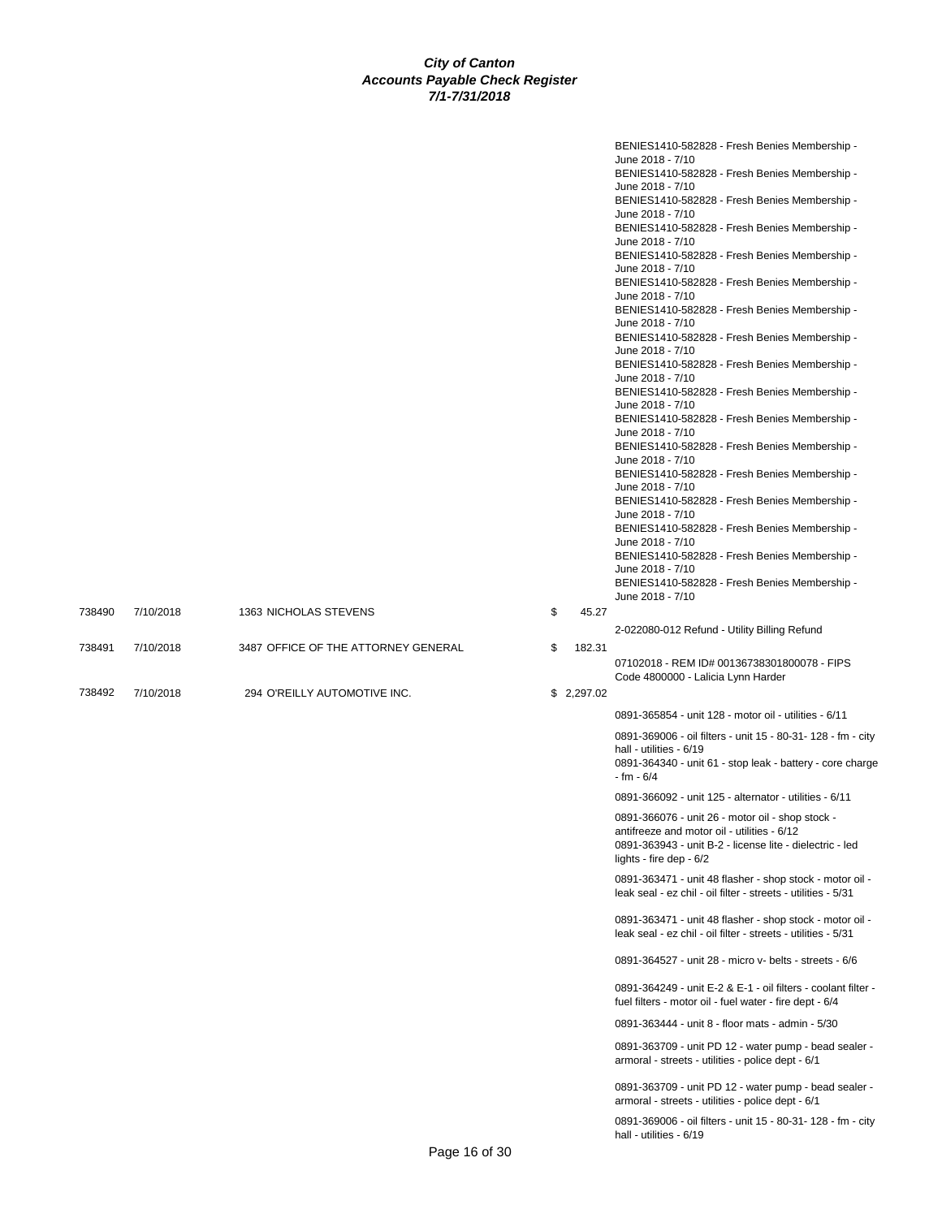**City of Canton**
**Accounts Payable Check Register**
**7/1-7/31/2018**

| Check # | Date | Vendor | Amount | Description |
|---|---|---|---|---|
| | | | | BENIES1410-582828 - Fresh Benies Membership - June 2018 - 7/10 |
| | | | | BENIES1410-582828 - Fresh Benies Membership - June 2018 - 7/10 |
| | | | | BENIES1410-582828 - Fresh Benies Membership - June 2018 - 7/10 |
| | | | | BENIES1410-582828 - Fresh Benies Membership - June 2018 - 7/10 |
| | | | | BENIES1410-582828 - Fresh Benies Membership - June 2018 - 7/10 |
| | | | | BENIES1410-582828 - Fresh Benies Membership - June 2018 - 7/10 |
| | | | | BENIES1410-582828 - Fresh Benies Membership - June 2018 - 7/10 |
| | | | | BENIES1410-582828 - Fresh Benies Membership - June 2018 - 7/10 |
| | | | | BENIES1410-582828 - Fresh Benies Membership - June 2018 - 7/10 |
| | | | | BENIES1410-582828 - Fresh Benies Membership - June 2018 - 7/10 |
| | | | | BENIES1410-582828 - Fresh Benies Membership - June 2018 - 7/10 |
| | | | | BENIES1410-582828 - Fresh Benies Membership - June 2018 - 7/10 |
| | | | | BENIES1410-582828 - Fresh Benies Membership - June 2018 - 7/10 |
| | | | | BENIES1410-582828 - Fresh Benies Membership - June 2018 - 7/10 |
| | | | | BENIES1410-582828 - Fresh Benies Membership - June 2018 - 7/10 |
| | | | | BENIES1410-582828 - Fresh Benies Membership - June 2018 - 7/10 |
| | | | | BENIES1410-582828 - Fresh Benies Membership - June 2018 - 7/10 |
| 738490 | 7/10/2018 | 1363 NICHOLAS STEVENS | $ 45.27 | |
| | | | | 2-022080-012 Refund - Utility Billing Refund |
| 738491 | 7/10/2018 | 3487 OFFICE OF THE ATTORNEY GENERAL | $ 182.31 | |
| | | | | 07102018 - REM ID# 00136738301800078 - FIPS Code 4800000 - Lalicia Lynn Harder |
| 738492 | 7/10/2018 | 294 O'REILLY AUTOMOTIVE INC. | $ 2,297.02 | |
| | | | | 0891-365854 - unit 128 - motor oil - utilities - 6/11 |
| | | | | 0891-369006 - oil filters - unit 15 - 80-31- 128 - fm - city hall - utilities - 6/19 |
| | | | | 0891-364340 - unit 61 - stop leak - battery - core charge - fm - 6/4 |
| | | | | 0891-366092 - unit 125 - alternator - utilities - 6/11 |
| | | | | 0891-366076 - unit 26 - motor oil - shop stock - antifreeze and motor oil - utilities - 6/12 |
| | | | | 0891-363943 - unit B-2 - license lite - dielectric - led lights - fire dep - 6/2 |
| | | | | 0891-363471 - unit 48 flasher - shop stock - motor oil - leak seal - ez chil - oil filter - streets - utilities - 5/31 |
| | | | | 0891-363471 - unit 48 flasher - shop stock - motor oil - leak seal - ez chil - oil filter - streets - utilities - 5/31 |
| | | | | 0891-364527 - unit 28 - micro v- belts - streets - 6/6 |
| | | | | 0891-364249 - unit E-2 & E-1 - oil filters - coolant filter - fuel filters - motor oil - fuel water - fire dept - 6/4 |
| | | | | 0891-363444 - unit 8 - floor mats - admin - 5/30 |
| | | | | 0891-363709 - unit PD 12 - water pump - bead sealer - armoral - streets - utilities - police dept - 6/1 |
| | | | | 0891-363709 - unit PD 12 - water pump - bead sealer - armoral - streets - utilities - police dept - 6/1 |
| | | | | 0891-369006 - oil filters - unit 15 - 80-31- 128 - fm - city hall - utilities - 6/19 |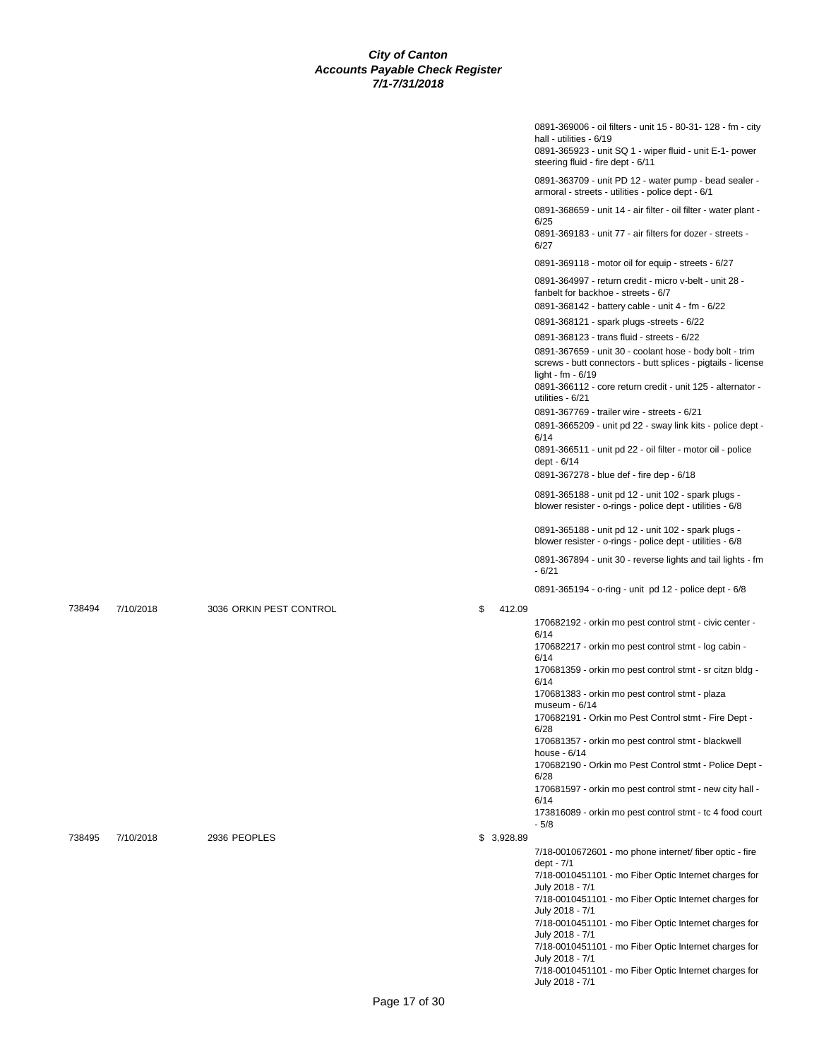# City of Canton
## Accounts Payable Check Register
### 7/1-7/31/2018

| Check # | Date | Vendor | Amount | Description |
|---|---|---|---|---|
| | | | | 0891-369006 - oil filters - unit 15 - 80-31- 128 - fm - city hall - utilities - 6/19 |
| | | | | 0891-365923 - unit SQ 1 - wiper fluid - unit E-1- power steering fluid - fire dept - 6/11 |
| | | | | 0891-363709 - unit PD 12 - water pump - bead sealer - armoral - streets - utilities - police dept - 6/1 |
| | | | | 0891-368659 - unit 14 - air filter - oil filter - water plant - 6/25 |
| | | | | 0891-369183 - unit 77 - air filters for dozer - streets - 6/27 |
| | | | | 0891-369118 - motor oil for equip - streets - 6/27 |
| | | | | 0891-364997 - return credit - micro v-belt - unit 28 - fanbelt for backhoe - streets - 6/7 |
| | | | | 0891-368142 - battery cable - unit 4 - fm - 6/22 |
| | | | | 0891-368121 - spark plugs -streets - 6/22 |
| | | | | 0891-368123 - trans fluid - streets - 6/22 |
| | | | | 0891-367659 - unit 30 - coolant hose - body bolt - trim screws - butt connectors - butt splices - pigtails - license light - fm - 6/19 |
| | | | | 0891-366112 - core return credit - unit 125 - alternator - utilities - 6/21 |
| | | | | 0891-367769 - trailer wire - streets - 6/21 |
| | | | | 0891-3665209 - unit pd 22 - sway link kits - police dept - 6/14 |
| | | | | 0891-366511 - unit pd 22 - oil filter - motor oil - police dept - 6/14 |
| | | | | 0891-367278 - blue def - fire dep - 6/18 |
| | | | | 0891-365188 - unit pd 12 - unit 102 - spark plugs - blower resister - o-rings - police dept - utilities - 6/8 |
| | | | | 0891-365188 - unit pd 12 - unit 102 - spark plugs - blower resister - o-rings - police dept - utilities - 6/8 |
| | | | | 0891-367894 - unit 30 - reverse lights and tail lights - fm - 6/21 |
| | | | | 0891-365194 - o-ring - unit pd 12 - police dept - 6/8 |
| 738494 | 7/10/2018 | 3036 ORKIN PEST CONTROL | $ 412.09 | |
| | | | | 170682192 - orkin mo pest control stmt - civic center - 6/14 |
| | | | | 170682217 - orkin mo pest control stmt - log cabin - 6/14 |
| | | | | 170681359 - orkin mo pest control stmt - sr citzn bldg - 6/14 |
| | | | | 170681383 - orkin mo pest control stmt - plaza museum - 6/14 |
| | | | | 170682191 - Orkin mo Pest Control stmt - Fire Dept - 6/28 |
| | | | | 170681357 - orkin mo pest control stmt - blackwell house - 6/14 |
| | | | | 170682190 - Orkin mo Pest Control stmt - Police Dept - 6/28 |
| | | | | 170681597 - orkin mo pest control stmt - new city hall - 6/14 |
| | | | | 173816089 - orkin mo pest control stmt - tc 4 food court - 5/8 |
| 738495 | 7/10/2018 | 2936 PEOPLES | $ 3,928.89 | |
| | | | | 7/18-0010672601 - mo phone internet/ fiber optic - fire dept - 7/1 |
| | | | | 7/18-0010451101 - mo Fiber Optic Internet charges for July 2018 - 7/1 |
| | | | | 7/18-0010451101 - mo Fiber Optic Internet charges for July 2018 - 7/1 |
| | | | | 7/18-0010451101 - mo Fiber Optic Internet charges for July 2018 - 7/1 |
| | | | | 7/18-0010451101 - mo Fiber Optic Internet charges for July 2018 - 7/1 |
| | | | | 7/18-0010451101 - mo Fiber Optic Internet charges for July 2018 - 7/1 |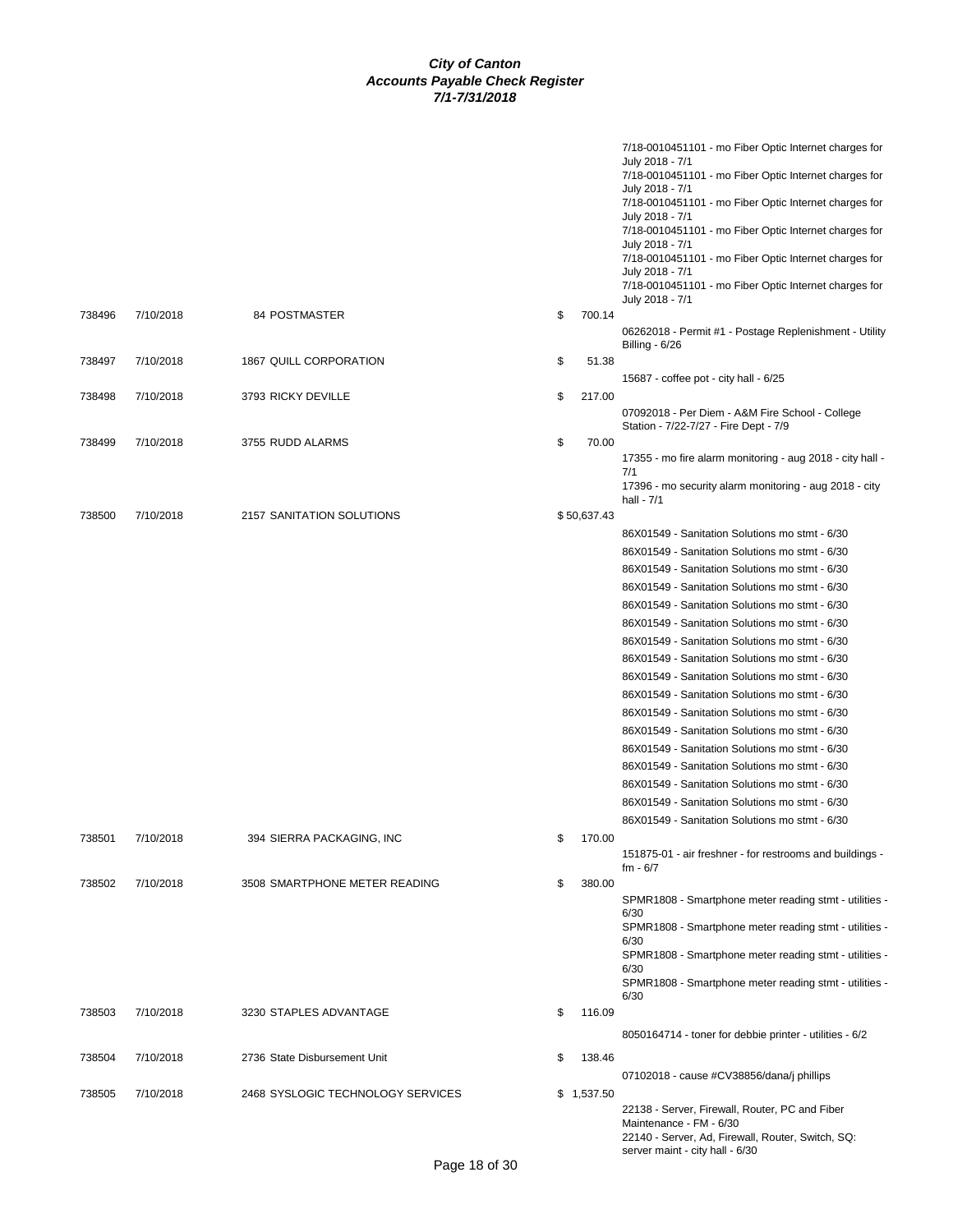# City of Canton
## Accounts Payable Check Register
### 7/1-7/31/2018

| Check # | Date | Vendor | Amount | Description |
|---|---|---|---|---|
| | | | | 7/18-0010451101 - mo Fiber Optic Internet charges for July 2018 - 7/1 |
| | | | | 7/18-0010451101 - mo Fiber Optic Internet charges for July 2018 - 7/1 |
| | | | | 7/18-0010451101 - mo Fiber Optic Internet charges for July 2018 - 7/1 |
| | | | | 7/18-0010451101 - mo Fiber Optic Internet charges for July 2018 - 7/1 |
| | | | | 7/18-0010451101 - mo Fiber Optic Internet charges for July 2018 - 7/1 |
| | | | | 7/18-0010451101 - mo Fiber Optic Internet charges for July 2018 - 7/1 |
| 738496 | 7/10/2018 | 84 POSTMASTER | $ 700.14 | |
| | | | | 06262018 - Permit #1 - Postage Replenishment - Utility Billing - 6/26 |
| 738497 | 7/10/2018 | 1867 QUILL CORPORATION | $ 51.38 | |
| | | | | 15687 - coffee pot - city hall - 6/25 |
| 738498 | 7/10/2018 | 3793 RICKY DEVILLE | $ 217.00 | |
| | | | | 07092018 - Per Diem - A&M Fire School - College Station - 7/22-7/27 - Fire Dept - 7/9 |
| 738499 | 7/10/2018 | 3755 RUDD ALARMS | $ 70.00 | |
| | | | | 17355 - mo fire alarm monitoring - aug 2018 - city hall - 7/1 |
| | | | | 17396 - mo security alarm monitoring - aug 2018 - city hall - 7/1 |
| 738500 | 7/10/2018 | 2157 SANITATION SOLUTIONS | $ 50,637.43 | |
| | | | | 86X01549 - Sanitation Solutions mo stmt - 6/30 |
| | | | | 86X01549 - Sanitation Solutions mo stmt - 6/30 |
| | | | | 86X01549 - Sanitation Solutions mo stmt - 6/30 |
| | | | | 86X01549 - Sanitation Solutions mo stmt - 6/30 |
| | | | | 86X01549 - Sanitation Solutions mo stmt - 6/30 |
| | | | | 86X01549 - Sanitation Solutions mo stmt - 6/30 |
| | | | | 86X01549 - Sanitation Solutions mo stmt - 6/30 |
| | | | | 86X01549 - Sanitation Solutions mo stmt - 6/30 |
| | | | | 86X01549 - Sanitation Solutions mo stmt - 6/30 |
| | | | | 86X01549 - Sanitation Solutions mo stmt - 6/30 |
| | | | | 86X01549 - Sanitation Solutions mo stmt - 6/30 |
| | | | | 86X01549 - Sanitation Solutions mo stmt - 6/30 |
| | | | | 86X01549 - Sanitation Solutions mo stmt - 6/30 |
| | | | | 86X01549 - Sanitation Solutions mo stmt - 6/30 |
| | | | | 86X01549 - Sanitation Solutions mo stmt - 6/30 |
| | | | | 86X01549 - Sanitation Solutions mo stmt - 6/30 |
| | | | | 86X01549 - Sanitation Solutions mo stmt - 6/30 |
| 738501 | 7/10/2018 | 394 SIERRA PACKAGING, INC | $ 170.00 | |
| | | | | 151875-01 - air freshner - for restrooms and buildings - fm - 6/7 |
| 738502 | 7/10/2018 | 3508 SMARTPHONE METER READING | $ 380.00 | |
| | | | | SPMR1808 - Smartphone meter reading stmt - utilities - 6/30 |
| | | | | SPMR1808 - Smartphone meter reading stmt - utilities - 6/30 |
| | | | | SPMR1808 - Smartphone meter reading stmt - utilities - 6/30 |
| | | | | SPMR1808 - Smartphone meter reading stmt - utilities - 6/30 |
| 738503 | 7/10/2018 | 3230 STAPLES ADVANTAGE | $ 116.09 | |
| | | | | 8050164714 - toner for debbie printer - utilities - 6/2 |
| 738504 | 7/10/2018 | 2736 State Disbursement Unit | $ 138.46 | |
| | | | | 07102018 - cause #CV38856/dana/j phillips |
| 738505 | 7/10/2018 | 2468 SYSLOGIC TECHNOLOGY SERVICES | $ 1,537.50 | |
| | | | | 22138 - Server, Firewall, Router, PC and Fiber Maintenance - FM - 6/30 |
| | | | | 22140 - Server, Ad, Firewall, Router, Switch, SQ: server maint - city hall - 6/30 |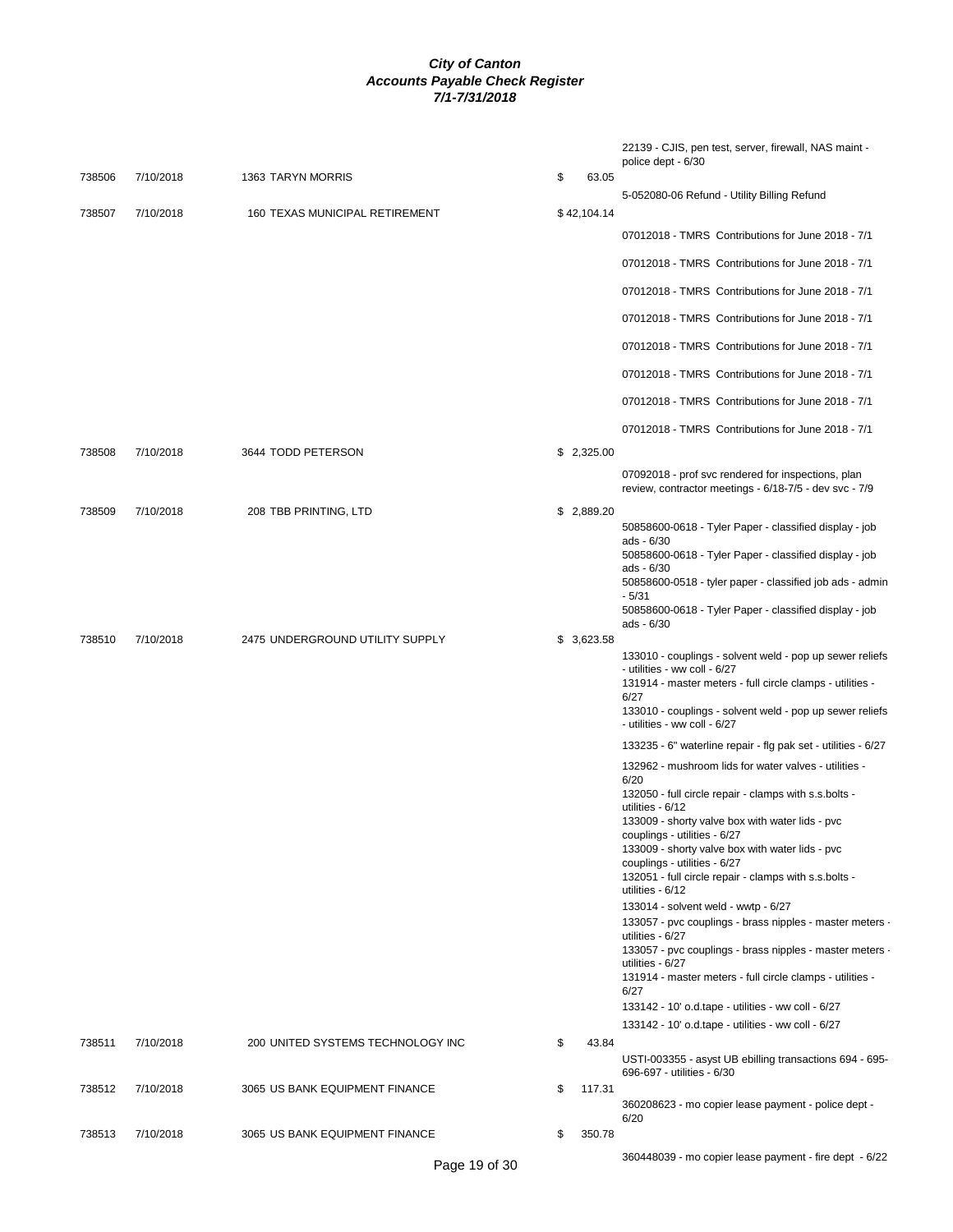# City of Canton
## Accounts Payable Check Register
### 7/1-7/31/2018

| Check # | Date | Vendor | Amount | Description |
|---|---|---|---|---|
| | | | | 22139 - CJIS, pen test, server, firewall, NAS maint - police dept - 6/30 |
| 738506 | 7/10/2018 | 1363 TARYN MORRIS | $ 63.05 | |
| | | | | 5-052080-06 Refund - Utility Billing Refund |
| 738507 | 7/10/2018 | 160 TEXAS MUNICIPAL RETIREMENT | $ 42,104.14 | |
| | | | | 07012018 - TMRS Contributions for June 2018 - 7/1 |
| | | | | 07012018 - TMRS Contributions for June 2018 - 7/1 |
| | | | | 07012018 - TMRS Contributions for June 2018 - 7/1 |
| | | | | 07012018 - TMRS Contributions for June 2018 - 7/1 |
| | | | | 07012018 - TMRS Contributions for June 2018 - 7/1 |
| | | | | 07012018 - TMRS Contributions for June 2018 - 7/1 |
| | | | | 07012018 - TMRS Contributions for June 2018 - 7/1 |
| | | | | 07012018 - TMRS Contributions for June 2018 - 7/1 |
| 738508 | 7/10/2018 | 3644 TODD PETERSON | $ 2,325.00 | |
| | | | | 07092018 - prof svc rendered for inspections, plan review, contractor meetings - 6/18-7/5 - dev svc - 7/9 |
| 738509 | 7/10/2018 | 208 TBB PRINTING, LTD | $ 2,889.20 | |
| | | | | 50858600-0618 - Tyler Paper - classified display - job ads - 6/30 |
| | | | | 50858600-0618 - Tyler Paper - classified display - job ads - 6/30 |
| | | | | 50858600-0518 - tyler paper - classified job ads - admin - 5/31 |
| | | | | 50858600-0618 - Tyler Paper - classified display - job ads - 6/30 |
| 738510 | 7/10/2018 | 2475 UNDERGROUND UTILITY SUPPLY | $ 3,623.58 | |
| | | | | 133010 - couplings - solvent weld - pop up sewer reliefs - utilities - ww coll - 6/27 |
| | | | | 131914 - master meters - full circle clamps - utilities - 6/27 |
| | | | | 133010 - couplings - solvent weld - pop up sewer reliefs - utilities - ww coll - 6/27 |
| | | | | 133235 - 6" waterline repair - flg pak set - utilities - 6/27 |
| | | | | 132962 - mushroom lids for water valves - utilities - 6/20 |
| | | | | 132050 - full circle repair - clamps with s.s.bolts - utilities - 6/12 |
| | | | | 133009 - shorty valve box with water lids - pvc couplings - utilities - 6/27 |
| | | | | 133009 - shorty valve box with water lids - pvc couplings - utilities - 6/27 |
| | | | | 132051 - full circle repair - clamps with s.s.bolts - utilities - 6/12 |
| | | | | 133014 - solvent weld - wwtp - 6/27 |
| | | | | 133057 - pvc couplings - brass nipples - master meters - utilities - 6/27 |
| | | | | 133057 - pvc couplings - brass nipples - master meters - utilities - 6/27 |
| | | | | 131914 - master meters - full circle clamps - utilities - 6/27 |
| | | | | 133142 - 10' o.d.tape - utilities - ww coll - 6/27 |
| | | | | 133142 - 10' o.d.tape - utilities - ww coll - 6/27 |
| 738511 | 7/10/2018 | 200 UNITED SYSTEMS TECHNOLOGY INC | $ 43.84 | |
| | | | | USTI-003355 - asyst UB ebilling transactions 694 - 695-696-697 - utilities - 6/30 |
| 738512 | 7/10/2018 | 3065 US BANK EQUIPMENT FINANCE | $ 117.31 | |
| | | | | 360208623 - mo copier lease payment - police dept - 6/20 |
| 738513 | 7/10/2018 | 3065 US BANK EQUIPMENT FINANCE | $ 350.78 | |
| | | | | 360448039 - mo copier lease payment - fire dept - 6/22 |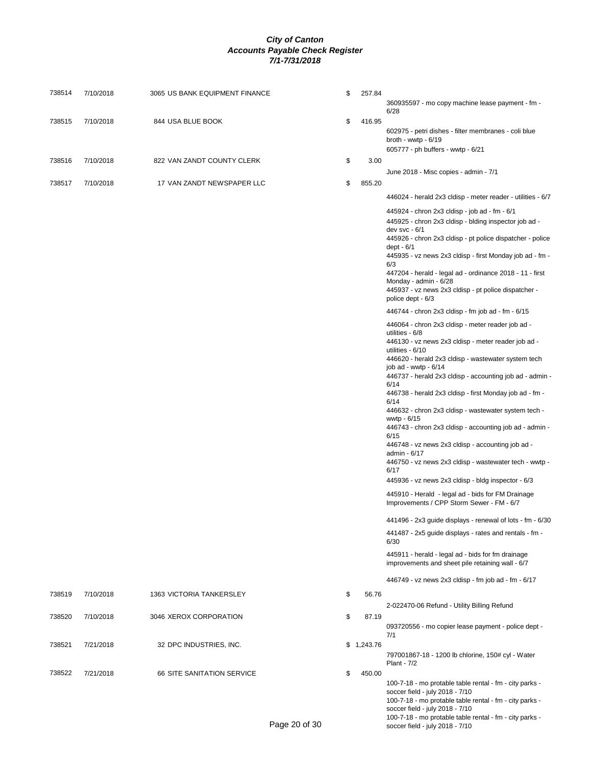# City of Canton
## Accounts Payable Check Register
### 7/1-7/31/2018

| Check # | Date | Vendor | Amount | Description |
|---|---|---|---|---|
| 738514 | 7/10/2018 | 3065 US BANK EQUIPMENT FINANCE | $ 257.84 | 360935597 - mo copy machine lease payment - fm - 6/28 |
| 738515 | 7/10/2018 | 844 USA BLUE BOOK | $ 416.95 | 602975 - petri dishes - filter membranes - coli blue broth - wwtp - 6/19 |
| | | | | 605777 - ph buffers - wwtp - 6/21 |
| 738516 | 7/10/2018 | 822 VAN ZANDT COUNTY CLERK | $ 3.00 | June 2018 - Misc copies - admin - 7/1 |
| 738517 | 7/10/2018 | 17 VAN ZANDT NEWSPAPER LLC | $ 855.20 | 446024 - herald 2x3 cldisp - meter reader - utilities - 6/7 |
| | | | | 445924 - chron 2x3 cldisp - job ad - fm - 6/1 |
| | | | | 445925 - chron 2x3 cldisp - blding inspector job ad - dev svc - 6/1 |
| | | | | 445926 - chron 2x3 cldisp - pt police dispatcher - police dept - 6/1 |
| | | | | 445935 - vz news 2x3 cldisp - first Monday job ad - fm - 6/3 |
| | | | | 447204 - herald - legal ad - ordinance 2018 - 11 - first Monday - admin - 6/28 |
| | | | | 445937 - vz news 2x3 cldisp - pt police dispatcher - police dept - 6/3 |
| | | | | 446744 - chron 2x3 cldisp - fm job ad - fm - 6/15 |
| | | | | 446064 - chron 2x3 cldisp - meter reader job ad - utilities - 6/8 |
| | | | | 446130 - vz news 2x3 cldisp - meter reader job ad - utilities - 6/10 |
| | | | | 446620 - herald 2x3 cldisp - wastewater system tech job ad - wwtp - 6/14 |
| | | | | 446737 - herald 2x3 cldisp - accounting job ad - admin - 6/14 |
| | | | | 446738 - herald 2x3 cldisp - first Monday job ad - fm - 6/14 |
| | | | | 446632 - chron 2x3 cldisp - wastewater system tech - wwtp - 6/15 |
| | | | | 446743 - chron 2x3 cldisp - accounting job ad - admin - 6/15 |
| | | | | 446748 - vz news 2x3 cldisp - accounting job ad - admin - 6/17 |
| | | | | 446750 - vz news 2x3 cldisp - wastewater tech - wwtp - 6/17 |
| | | | | 445936 - vz news 2x3 cldisp - bldg inspector - 6/3 |
| | | | | 445910 - Herald - legal ad - bids for FM Drainage Improvements / CPP Storm Sewer - FM - 6/7 |
| | | | | 441496 - 2x3 guide displays - renewal of lots - fm - 6/30 |
| | | | | 441487 - 2x5 guide displays - rates and rentals - fm - 6/30 |
| | | | | 445911 - herald - legal ad - bids for fm drainage improvements and sheet pile retaining wall - 6/7 |
| | | | | 446749 - vz news 2x3 cldisp - fm job ad - fm - 6/17 |
| 738519 | 7/10/2018 | 1363 VICTORIA TANKERSLEY | $ 56.76 | 2-022470-06 Refund - Utility Billing Refund |
| 738520 | 7/10/2018 | 3046 XEROX CORPORATION | $ 87.19 | 093720556 - mo copier lease payment - police dept - 7/1 |
| 738521 | 7/21/2018 | 32 DPC INDUSTRIES, INC. | $ 1,243.76 | 797001867-18 - 1200 lb chlorine, 150# cyl - Water Plant - 7/2 |
| 738522 | 7/21/2018 | 66 SITE SANITATION SERVICE | $ 450.00 | 100-7-18 - mo protable table rental - fm - city parks - soccer field - july 2018 - 7/10 |
| | | | | 100-7-18 - mo protable table rental - fm - city parks - soccer field - july 2018 - 7/10 |
| | | | | 100-7-18 - mo protable table rental - fm - city parks - soccer field - july 2018 - 7/10 |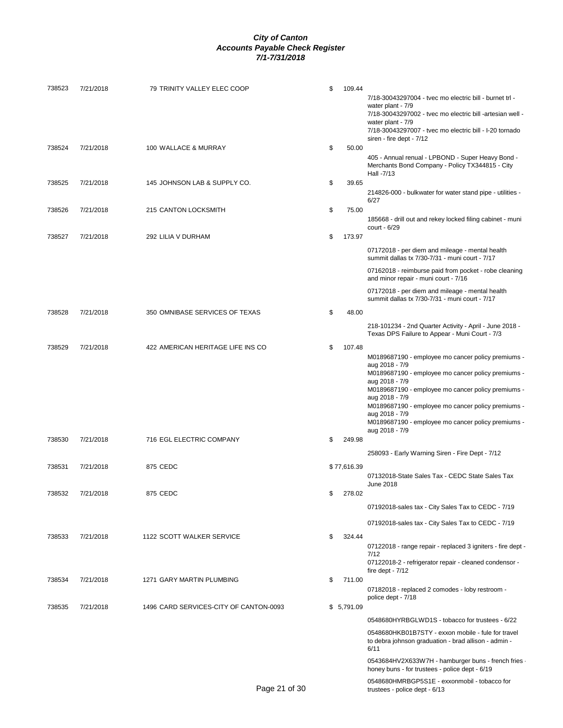# City of Canton
## Accounts Payable Check Register
### 7/1-7/31/2018

| Check # | Date | Vendor | Amount | Description |
|---|---|---|---|---|
| 738523 | 7/21/2018 | 79 TRINITY VALLEY ELEC COOP | $ 109.44 | 7/18-30043297004 - tvec mo electric bill - burnet trl - water plant - 7/9 |
| | | | | 7/18-30043297002 - tvec mo electric bill -artesian well - water plant - 7/9 |
| | | | | 7/18-30043297007 - tvec mo electric bill - I-20 tornado siren - fire dept - 7/12 |
| 738524 | 7/21/2018 | 100 WALLACE & MURRAY | $ 50.00 | 405 - Annual renual - LPBOND - Super Heavy Bond - Merchants Bond Company - Policy TX344815 - City Hall -7/13 |
| 738525 | 7/21/2018 | 145 JOHNSON LAB & SUPPLY CO. | $ 39.65 | 214826-000 - bulkwater for water stand pipe - utilities - 6/27 |
| 738526 | 7/21/2018 | 215 CANTON LOCKSMITH | $ 75.00 | 185668 - drill out and rekey locked filing cabinet - muni court - 6/29 |
| 738527 | 7/21/2018 | 292 LILIA V DURHAM | $ 173.97 | 07172018 - per diem and mileage - mental health summit dallas tx 7/30-7/31 - muni court - 7/17 |
| | | | | 07162018 - reimburse paid from pocket - robe cleaning and minor repair - muni court - 7/16 |
| | | | | 07172018 - per diem and mileage - mental health summit dallas tx 7/30-7/31 - muni court - 7/17 |
| 738528 | 7/21/2018 | 350 OMNIBASE SERVICES OF TEXAS | $ 48.00 | 218-101234 - 2nd Quarter Activity - April - June 2018 - Texas DPS Failure to Appear - Muni Court - 7/3 |
| 738529 | 7/21/2018 | 422 AMERICAN HERITAGE LIFE INS CO | $ 107.48 | M0189687190 - employee mo cancer policy premiums - aug 2018 - 7/9 |
| | | | | M0189687190 - employee mo cancer policy premiums - aug 2018 - 7/9 |
| | | | | M0189687190 - employee mo cancer policy premiums - aug 2018 - 7/9 |
| | | | | M0189687190 - employee mo cancer policy premiums - aug 2018 - 7/9 |
| | | | | M0189687190 - employee mo cancer policy premiums - aug 2018 - 7/9 |
| 738530 | 7/21/2018 | 716 EGL ELECTRIC COMPANY | $ 249.98 | 258093 - Early Warning Siren - Fire Dept - 7/12 |
| 738531 | 7/21/2018 | 875 CEDC | $ 77,616.39 | 07132018-State Sales Tax - CEDC State Sales Tax June 2018 |
| 738532 | 7/21/2018 | 875 CEDC | $ 278.02 | 07192018-sales tax - City Sales Tax to CEDC - 7/19 |
| | | | | 07192018-sales tax - City Sales Tax to CEDC - 7/19 |
| 738533 | 7/21/2018 | 1122 SCOTT WALKER SERVICE | $ 324.44 | 07122018 - range repair - replaced 3 igniters - fire dept - 7/12 |
| | | | | 07122018-2 - refrigerator repair - cleaned condensor - fire dept - 7/12 |
| 738534 | 7/21/2018 | 1271 GARY MARTIN PLUMBING | $ 711.00 | 07182018 - replaced 2 comodes - loby restroom - police dept - 7/18 |
| 738535 | 7/21/2018 | 1496 CARD SERVICES-CITY OF CANTON-0093 | $ 5,791.09 | 0548680HYRBGLWD1S - tobacco for trustees - 6/22 |
| | | | | 0548680HKB01B7STY - exxon mobile - fule for travel to debra johnson graduation - brad allison - admin - 6/11 |
| | | | | 0543684HV2X633W7H - hamburger buns - french fries - honey buns - for trustees - police dept - 6/19 |
| | | | | 0548680HMRBGP5S1E - exxonmobil - tobacco for trustees - police dept - 6/13 |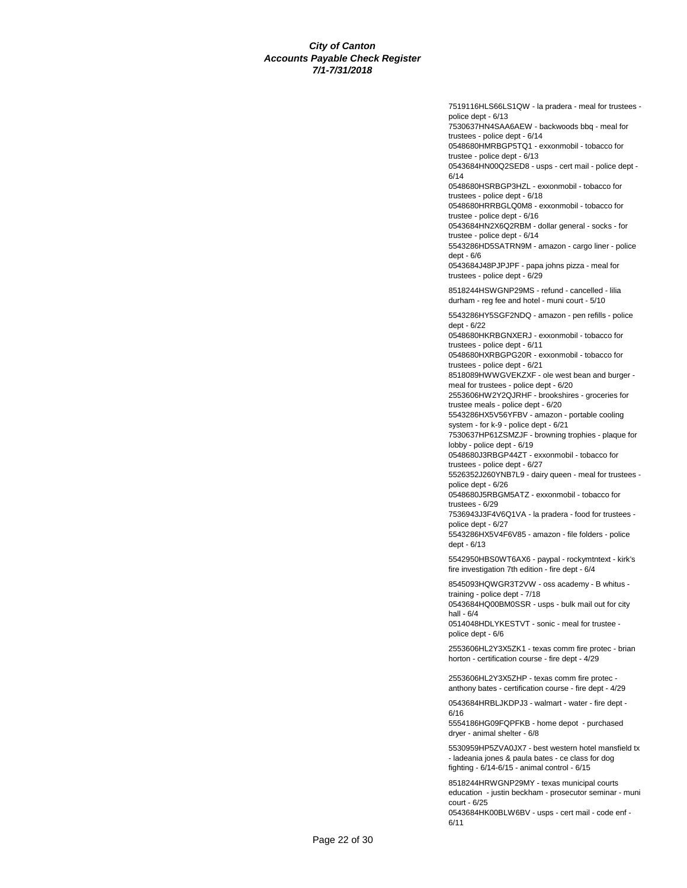**City of Canton**
**Accounts Payable Check Register**
**7/1-7/31/2018**

7519116HLS66LS1QW - la pradera - meal for trustees - police dept - 6/13
7530637HN4SAA6AEW - backwoods bbq - meal for trustees - police dept - 6/14
0548680HMRBGP5TQ1 - exxonmobil - tobacco for trustee - police dept - 6/13
0543684HN00Q2SED8 - usps - cert mail - police dept - 6/14
0548680HSRBGP3HZL - exxonmobil - tobacco for trustees - police dept - 6/18
0548680HRRBGLQ0M8 - exxonmobil - tobacco for trustee - police dept - 6/16
0543684HN2X6Q2RBM - dollar general - socks - for trustee - police dept - 6/14
5543286HD5SATRN9M - amazon - cargo liner - police dept - 6/6
0543684J48PJPJPF - papa johns pizza - meal for trustees - police dept - 6/29

8518244HSWGNP29MS - refund - cancelled - lilia durham - reg fee and hotel - muni court - 5/10

5543286HY5SGF2NDQ - amazon - pen refills - police dept - 6/22
0548680HKRBGNXERJ - exxonmobil - tobacco for trustees - police dept - 6/11
0548680HXRBGPG20R - exxonmobil - tobacco for trustees - police dept - 6/21
8518089HWWGVEKZXF - ole west bean and burger - meal for trustees - police dept - 6/20
2553606HW2Y2QJRHF - brookshires - groceries for trustee meals - police dept - 6/20
5543286HX5V56YFBV - amazon - portable cooling system - for k-9 - police dept - 6/21
7530637HP61ZSMZJF - browning trophies - plaque for lobby - police dept - 6/19
0548680J3RBGP44ZT - exxonmobil - tobacco for trustees - police dept - 6/27
5526352J260YNB7L9 - dairy queen - meal for trustees - police dept - 6/26
0548680J5RBGM5ATZ - exxonmobil - tobacco for trustees - 6/29
7536943J3F4V6Q1VA - la pradera - food for trustees - police dept - 6/27
5543286HX5V4F6V85 - amazon - file folders - police dept - 6/13

5542950HBS0WT6AX6 - paypal - rockymtntext - kirk's fire investigation 7th edition - fire dept - 6/4

8545093HQWGR3T2VW - oss academy - B whitus - training - police dept - 7/18
0543684HQ00BM0SSR - usps - bulk mail out for city hall - 6/4
0514048HDLYKESTVT - sonic - meal for trustee - police dept - 6/6

2553606HL2Y3X5ZK1 - texas comm fire protec - brian horton - certification course - fire dept - 4/29

2553606HL2Y3X5ZHP - texas comm fire protec - anthony bates - certification course - fire dept - 4/29

0543684HRBLJKDPJ3 - walmart - water - fire dept - 6/16
5554186HG09FQPFKB - home depot - purchased dryer - animal shelter - 6/8

5530959HP5ZVA0JX7 - best western hotel mansfield tx - ladeania jones & paula bates - ce class for dog fighting - 6/14-6/15 - animal control - 6/15

8518244HRWGNP29MY - texas municipal courts education - justin beckham - prosecutor seminar - muni court - 6/25
0543684HK00BLW6BV - usps - cert mail - code enf - 6/11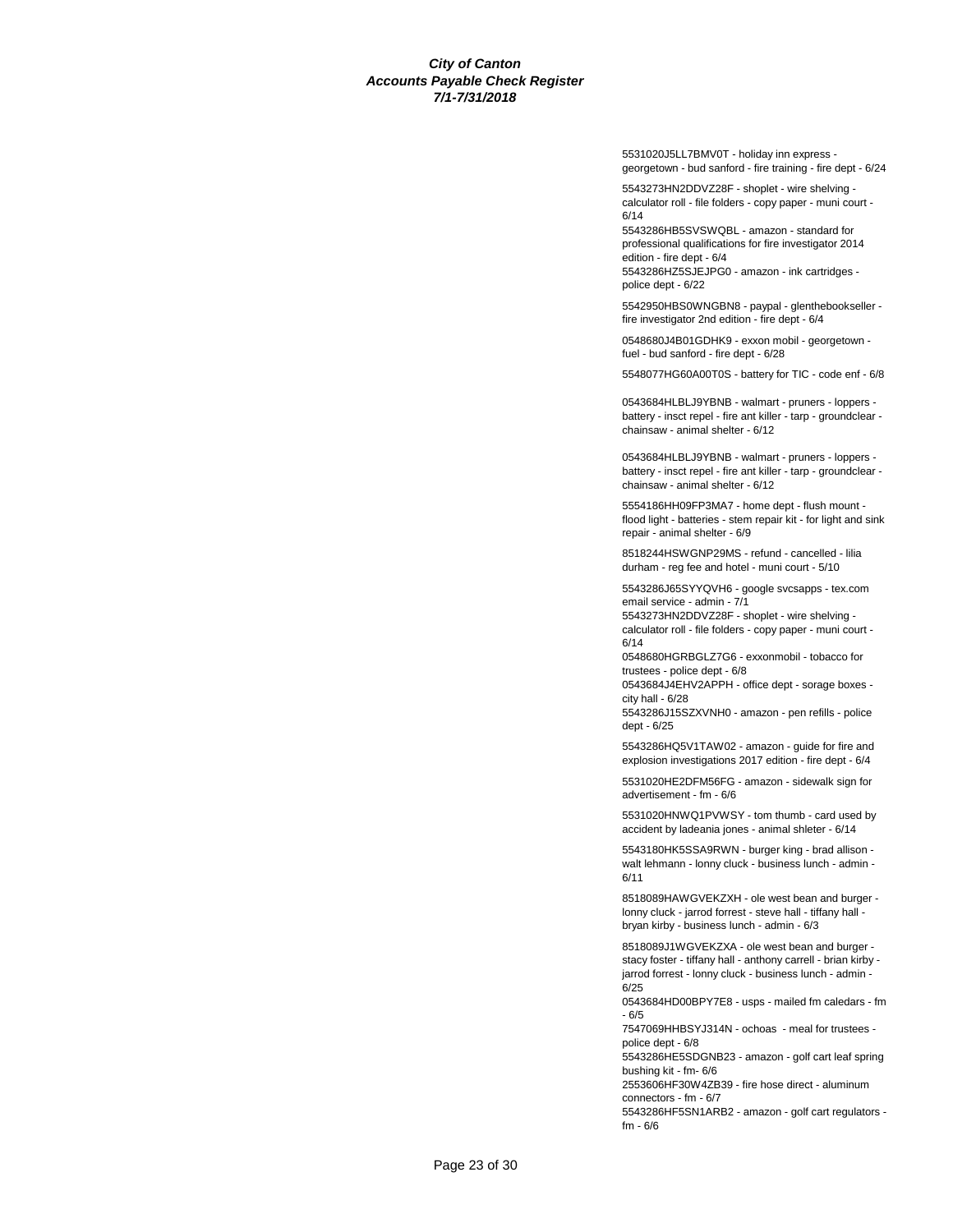**City of Canton**
**Accounts Payable Check Register**
**7/1-7/31/2018**

5531020J5LL7BMV0T - holiday inn express - georgetown - bud sanford - fire training - fire dept - 6/24

5543273HN2DDVZ28F - shoplet - wire shelving - calculator roll - file folders - copy paper - muni court - 6/14
5543286HB5SVSWQBL - amazon - standard for professional qualifications for fire investigator 2014 edition - fire dept - 6/4
5543286HZ5SJEJPG0 - amazon - ink cartridges - police dept - 6/22

5542950HBS0WNGBN8 - paypal - glenthebookseller - fire investigator 2nd edition - fire dept - 6/4

0548680J4B01GDHK9 - exxon mobil - georgetown - fuel - bud sanford - fire dept - 6/28

5548077HG60A00T0S - battery for TIC - code enf - 6/8

0543684HLBLJ9YBNB - walmart - pruners - loppers - battery - insct repel - fire ant killer - tarp - groundclear - chainsaw - animal shelter - 6/12

0543684HLBLJ9YBNB - walmart - pruners - loppers - battery - insct repel - fire ant killer - tarp - groundclear - chainsaw - animal shelter - 6/12

5554186HH09FP3MA7 - home dept - flush mount - flood light - batteries - stem repair kit - for light and sink repair - animal shelter - 6/9

8518244HSWGNP29MS - refund - cancelled - lilia durham - reg fee and hotel - muni court - 5/10

5543286J65SYYQVH6 - google svcsapps - tex.com email service - admin - 7/1
5543273HN2DDVZ28F - shoplet - wire shelving - calculator roll - file folders - copy paper - muni court - 6/14
0548680HGRBGLZ7G6 - exxonmobil - tobacco for trustees - police dept - 6/8
0543684J4EHV2APPH - office dept - sorage boxes - city hall - 6/28
5543286J15SZXVNH0 - amazon - pen refills - police dept - 6/25

5543286HQ5V1TAW02 - amazon - guide for fire and explosion investigations 2017 edition - fire dept - 6/4

5531020HE2DFM56FG - amazon - sidewalk sign for advertisement - fm - 6/6

5531020HNWQ1PVWSY - tom thumb - card used by accident by ladeania jones - animal shleter - 6/14

5543180HK5SSA9RWN - burger king - brad allison - walt lehmann - lonny cluck - business lunch - admin - 6/11

8518089HAWGVEKZXH - ole west bean and burger - lonny cluck - jarrod forrest - steve hall - tiffany hall - bryan kirby - business lunch - admin - 6/3

8518089J1WGVEKZXA - ole west bean and burger - stacy foster - tiffany hall - anthony carrell - brian kirby - jarrod forrest - lonny cluck - business lunch - admin - 6/25
0543684HD00BPY7E8 - usps - mailed fm caledars - fm - 6/5
7547069HHBSYJ314N - ochoas - meal for trustees - police dept - 6/8
5543286HE5SDGNB23 - amazon - golf cart leaf spring bushing kit - fm- 6/6
2553606HF30W4ZB39 - fire hose direct - aluminum connectors - fm - 6/7
5543286HF5SN1ARB2 - amazon - golf cart regulators - fm - 6/6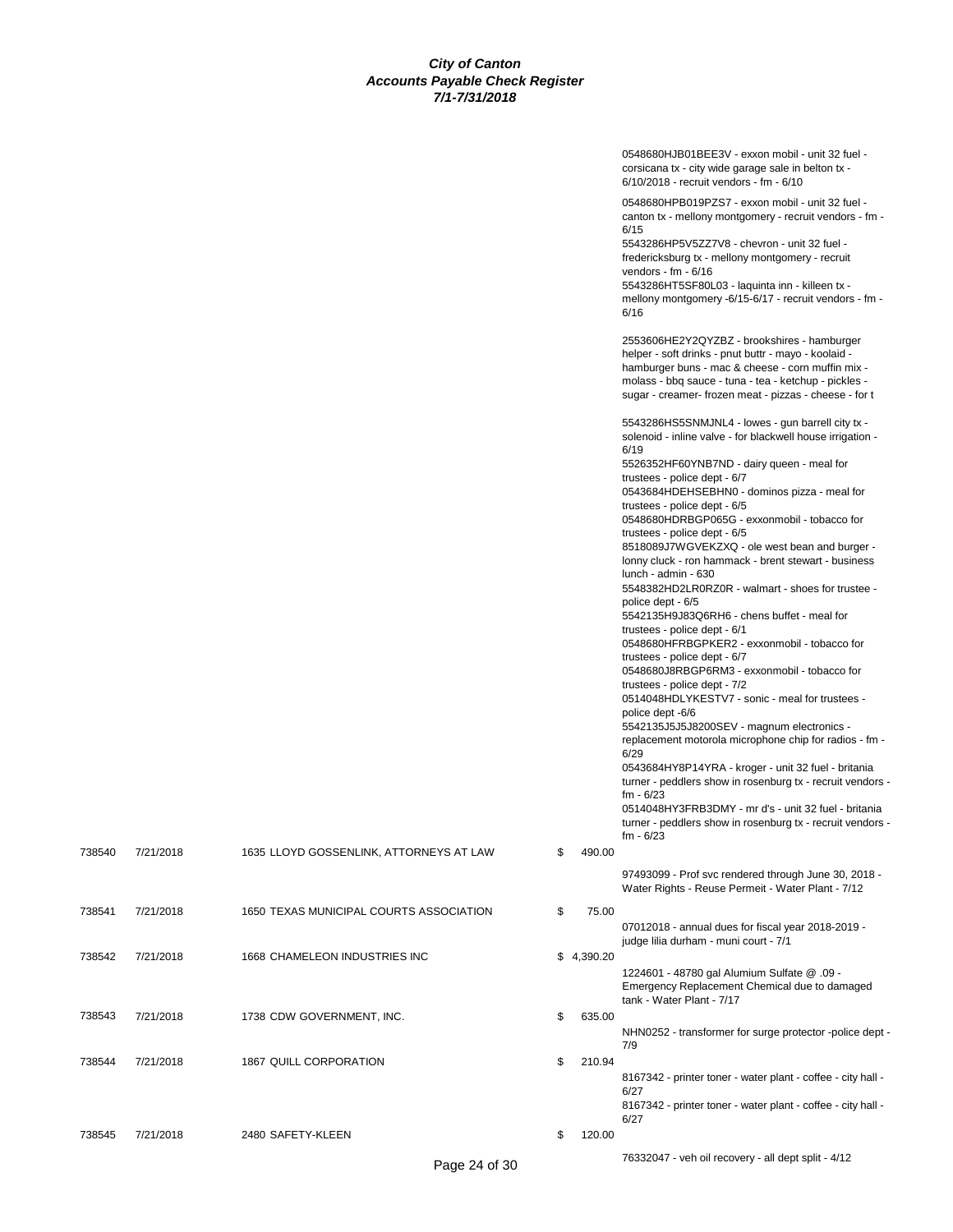# City of Canton
## Accounts Payable Check Register
### 7/1-7/31/2018

| Check # | Date | Vendor | Amount | Description |
|---|---|---|---|---|
| | | | | 0548680HJB01BEE3V - exxon mobil - unit 32 fuel - corsicana tx - city wide garage sale in belton tx - 6/10/2018 - recruit vendors - fm - 6/10 |
| | | | | 0548680HPB019PZS7 - exxon mobil - unit 32 fuel - canton tx - mellony montgomery - recruit vendors - fm - 6/15 |
| | | | | 5543286HP5V5ZZ7V8 - chevron - unit 32 fuel - fredericksburg tx - mellony montgomery - recruit vendors - fm - 6/16 |
| | | | | 5543286HT5SF80L03 - laquinta inn - killeen tx - mellony montgomery -6/15-6/17 - recruit vendors - fm - 6/16 |
| | | | | 2553606HE2Y2QYZBZ - brookshires - hamburger helper - soft drinks - pnut buttr - mayo - koolaid - hamburger buns - mac & cheese - corn muffin mix - molass - bbq sauce - tuna - tea - ketchup - pickles - sugar - creamer- frozen meat - pizzas - cheese - for t |
| | | | | 5543286HS5SNMJNL4 - lowes - gun barrell city tx - solenoid - inline valve - for blackwell house irrigation - 6/19 |
| | | | | 5526352HF60YNB7ND - dairy queen - meal for trustees - police dept - 6/7 |
| | | | | 0543684HDEHSEBHN0 - dominos pizza - meal for trustees - police dept - 6/5 |
| | | | | 0548680HDRBGP065G - exxonmobil - tobacco for trustees - police dept - 6/5 |
| | | | | 8518089J7WGVEKZXQ - ole west bean and burger - lonny cluck - ron hammack - brent stewart - business lunch - admin - 630 |
| | | | | 5548382HD2LR0RZ0R - walmart - shoes for trustee - police dept - 6/5 |
| | | | | 5542135H9J83Q6RH6 - chens buffet - meal for trustees - police dept - 6/1 |
| | | | | 0548680HFRBGPKER2 - exxonmobil - tobacco for trustees - police dept - 6/7 |
| | | | | 0548680J8RBGP6RM3 - exxonmobil - tobacco for trustees - police dept - 7/2 |
| | | | | 0514048HDLYKESTV7 - sonic - meal for trustees - police dept -6/6 |
| | | | | 5542135J5J5J8200SEV - magnum electronics - replacement motorola microphone chip for radios - fm - 6/29 |
| | | | | 0543684HY8P14YRA - kroger - unit 32 fuel - britania turner - peddlers show in rosenburg tx - recruit vendors - fm - 6/23 |
| | | | | 0514048HY3FRB3DMY - mr d's - unit 32 fuel - britania turner - peddlers show in rosenburg tx - recruit vendors - fm - 6/23 |
| 738540 | 7/21/2018 | 1635 LLOYD GOSSENLINK, ATTORNEYS AT LAW | $ 490.00 | |
| | | | | 97493099 - Prof svc rendered through June 30, 2018 - Water Rights - Reuse Permeit - Water Plant - 7/12 |
| 738541 | 7/21/2018 | 1650 TEXAS MUNICIPAL COURTS ASSOCIATION | $ 75.00 | |
| | | | | 07012018 - annual dues for fiscal year 2018-2019 - judge lilia durham - muni court - 7/1 |
| 738542 | 7/21/2018 | 1668 CHAMELEON INDUSTRIES INC | $ 4,390.20 | |
| | | | | 1224601 - 48780 gal Alumium Sulfate @ .09 - Emergency Replacement Chemical due to damaged tank - Water Plant - 7/17 |
| 738543 | 7/21/2018 | 1738 CDW GOVERNMENT, INC. | $ 635.00 | |
| | | | | NHN0252 - transformer for surge protector -police dept - 7/9 |
| 738544 | 7/21/2018 | 1867 QUILL CORPORATION | $ 210.94 | |
| | | | | 8167342 - printer toner - water plant - coffee - city hall - 6/27 |
| | | | | 8167342 - printer toner - water plant - coffee - city hall - 6/27 |
| 738545 | 7/21/2018 | 2480 SAFETY-KLEEN | $ 120.00 | |
| | | | | 76332047 - veh oil recovery - all dept split - 4/12 |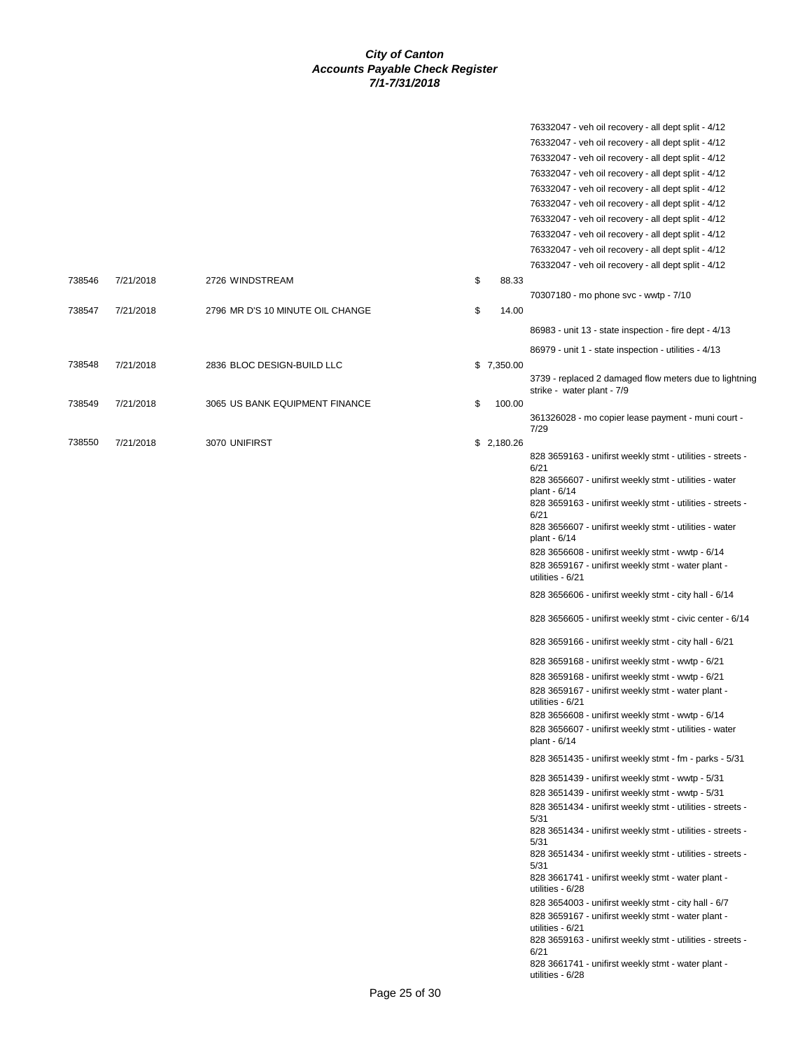**City of Canton**
**Accounts Payable Check Register**
**7/1-7/31/2018**

| Check # | Date | Vendor | Amount | Description |
|---|---|---|---|---|
| | | | | 76332047 - veh oil recovery - all dept split - 4/12 |
| | | | | 76332047 - veh oil recovery - all dept split - 4/12 |
| | | | | 76332047 - veh oil recovery - all dept split - 4/12 |
| | | | | 76332047 - veh oil recovery - all dept split - 4/12 |
| | | | | 76332047 - veh oil recovery - all dept split - 4/12 |
| | | | | 76332047 - veh oil recovery - all dept split - 4/12 |
| | | | | 76332047 - veh oil recovery - all dept split - 4/12 |
| | | | | 76332047 - veh oil recovery - all dept split - 4/12 |
| | | | | 76332047 - veh oil recovery - all dept split - 4/12 |
| | | | | 76332047 - veh oil recovery - all dept split - 4/12 |
| 738546 | 7/21/2018 | 2726 WINDSTREAM | $ 88.33 | |
| | | | | 70307180 - mo phone svc - wwtp - 7/10 |
| 738547 | 7/21/2018 | 2796 MR D'S 10 MINUTE OIL CHANGE | $ 14.00 | |
| | | | | 86983 - unit 13 - state inspection - fire dept - 4/13 |
| | | | | 86979 - unit 1 - state inspection - utilities - 4/13 |
| 738548 | 7/21/2018 | 2836 BLOC DESIGN-BUILD LLC | $ 7,350.00 | |
| | | | | 3739 - replaced 2 damaged flow meters due to lightning strike - water plant - 7/9 |
| 738549 | 7/21/2018 | 3065 US BANK EQUIPMENT FINANCE | $ 100.00 | |
| | | | | 361326028 - mo copier lease payment - muni court - 7/29 |
| 738550 | 7/21/2018 | 3070 UNIFIRST | $ 2,180.26 | |
| | | | | 828 3659163 - unifirst weekly stmt - utilities - streets - 6/21 |
| | | | | 828 3656607 - unifirst weekly stmt - utilities - water plant - 6/14 |
| | | | | 828 3659163 - unifirst weekly stmt - utilities - streets - 6/21 |
| | | | | 828 3656607 - unifirst weekly stmt - utilities - water plant - 6/14 |
| | | | | 828 3656608 - unifirst weekly stmt - wwtp - 6/14 |
| | | | | 828 3659167 - unifirst weekly stmt - water plant - utilities - 6/21 |
| | | | | 828 3656606 - unifirst weekly stmt - city hall - 6/14 |
| | | | | 828 3656605 - unifirst weekly stmt - civic center - 6/14 |
| | | | | 828 3659166 - unifirst weekly stmt - city hall - 6/21 |
| | | | | 828 3659168 - unifirst weekly stmt - wwtp - 6/21 |
| | | | | 828 3659168 - unifirst weekly stmt - wwtp - 6/21 |
| | | | | 828 3659167 - unifirst weekly stmt - water plant - utilities - 6/21 |
| | | | | 828 3656608 - unifirst weekly stmt - wwtp - 6/14 |
| | | | | 828 3656607 - unifirst weekly stmt - utilities - water plant - 6/14 |
| | | | | 828 3651435 - unifirst weekly stmt - fm - parks - 5/31 |
| | | | | 828 3651439 - unifirst weekly stmt - wwtp - 5/31 |
| | | | | 828 3651439 - unifirst weekly stmt - wwtp - 5/31 |
| | | | | 828 3651434 - unifirst weekly stmt - utilities - streets - 5/31 |
| | | | | 828 3651434 - unifirst weekly stmt - utilities - streets - 5/31 |
| | | | | 828 3651434 - unifirst weekly stmt - utilities - streets - 5/31 |
| | | | | 828 3661741 - unifirst weekly stmt - water plant - utilities - 6/28 |
| | | | | 828 3654003 - unifirst weekly stmt - city hall - 6/7 |
| | | | | 828 3659167 - unifirst weekly stmt - water plant - utilities - 6/21 |
| | | | | 828 3659163 - unifirst weekly stmt - utilities - streets - 6/21 |
| | | | | 828 3661741 - unifirst weekly stmt - water plant - utilities - 6/28 |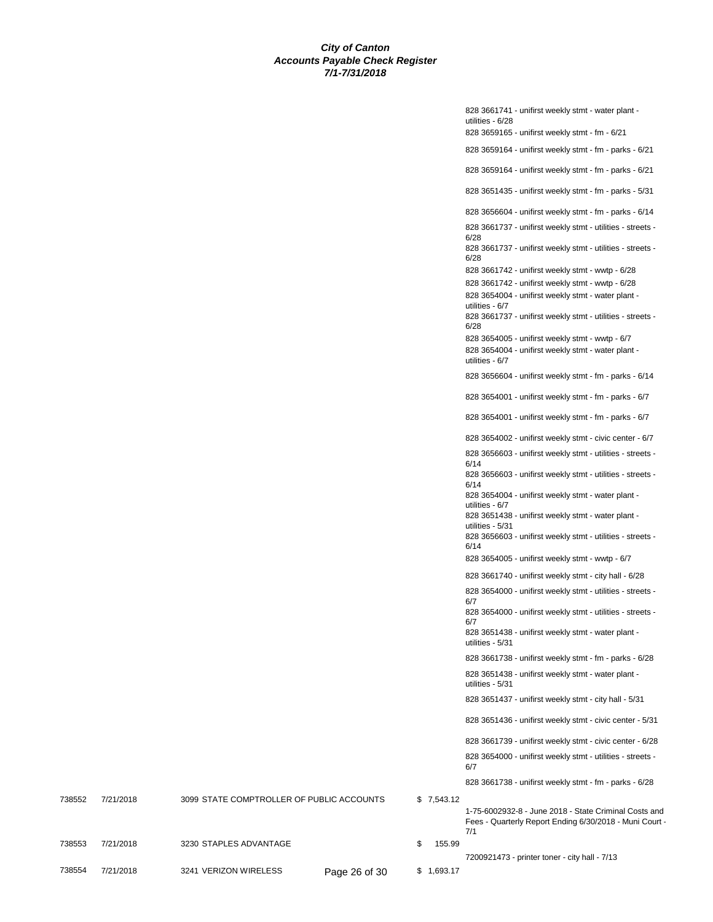**City of Canton**
**Accounts Payable Check Register**
**7/1-7/31/2018**

| Check | Date | Vendor | Amount | Description |
|---|---|---|---|---|
| | | | | 828 3661741 - unifirst weekly stmt - water plant - utilities - 6/28 |
| | | | | 828 3659165 - unifirst weekly stmt - fm - 6/21 |
| | | | | 828 3659164 - unifirst weekly stmt - fm - parks - 6/21 |
| | | | | 828 3659164 - unifirst weekly stmt - fm - parks - 6/21 |
| | | | | 828 3651435 - unifirst weekly stmt - fm - parks - 5/31 |
| | | | | 828 3656604 - unifirst weekly stmt - fm - parks - 6/14 |
| | | | | 828 3661737 - unifirst weekly stmt - utilities - streets - 6/28 |
| | | | | 828 3661737 - unifirst weekly stmt - utilities - streets - 6/28 |
| | | | | 828 3661742 - unifirst weekly stmt - wwtp - 6/28 |
| | | | | 828 3661742 - unifirst weekly stmt - wwtp - 6/28 |
| | | | | 828 3654004 - unifirst weekly stmt - water plant - utilities - 6/7 |
| | | | | 828 3661737 - unifirst weekly stmt - utilities - streets - 6/28 |
| | | | | 828 3654005 - unifirst weekly stmt - wwtp - 6/7 |
| | | | | 828 3654004 - unifirst weekly stmt - water plant - utilities - 6/7 |
| | | | | 828 3656604 - unifirst weekly stmt - fm - parks - 6/14 |
| | | | | 828 3654001 - unifirst weekly stmt - fm - parks - 6/7 |
| | | | | 828 3654001 - unifirst weekly stmt - fm - parks - 6/7 |
| | | | | 828 3654002 - unifirst weekly stmt - civic center - 6/7 |
| | | | | 828 3656603 - unifirst weekly stmt - utilities - streets - 6/14 |
| | | | | 828 3656603 - unifirst weekly stmt - utilities - streets - 6/14 |
| | | | | 828 3654004 - unifirst weekly stmt - water plant - utilities - 6/7 |
| | | | | 828 3651438 - unifirst weekly stmt - water plant - utilities - 5/31 |
| | | | | 828 3656603 - unifirst weekly stmt - utilities - streets - 6/14 |
| | | | | 828 3654005 - unifirst weekly stmt - wwtp - 6/7 |
| | | | | 828 3661740 - unifirst weekly stmt - city hall - 6/28 |
| | | | | 828 3654000 - unifirst weekly stmt - utilities - streets - 6/7 |
| | | | | 828 3654000 - unifirst weekly stmt - utilities - streets - 6/7 |
| | | | | 828 3651438 - unifirst weekly stmt - water plant - utilities - 5/31 |
| | | | | 828 3661738 - unifirst weekly stmt - fm - parks - 6/28 |
| | | | | 828 3651438 - unifirst weekly stmt - water plant - utilities - 5/31 |
| | | | | 828 3651437 - unifirst weekly stmt - city hall - 5/31 |
| | | | | 828 3651436 - unifirst weekly stmt - civic center - 5/31 |
| | | | | 828 3661739 - unifirst weekly stmt - civic center - 6/28 |
| | | | | 828 3654000 - unifirst weekly stmt - utilities - streets - 6/7 |
| | | | | 828 3661738 - unifirst weekly stmt - fm - parks - 6/28 |
| 738552 | 7/21/2018 | 3099 STATE COMPTROLLER OF PUBLIC ACCOUNTS | $ 7,543.12 | |
| | | | | 1-75-6002932-8 - June 2018 - State Criminal Costs and Fees - Quarterly Report Ending 6/30/2018 - Muni Court - 7/1 |
| 738553 | 7/21/2018 | 3230 STAPLES ADVANTAGE | $ 155.99 | |
| | | | | 7200921473 - printer toner - city hall - 7/13 |
| 738554 | 7/21/2018 | 3241 VERIZON WIRELESS | $ 1,693.17 | |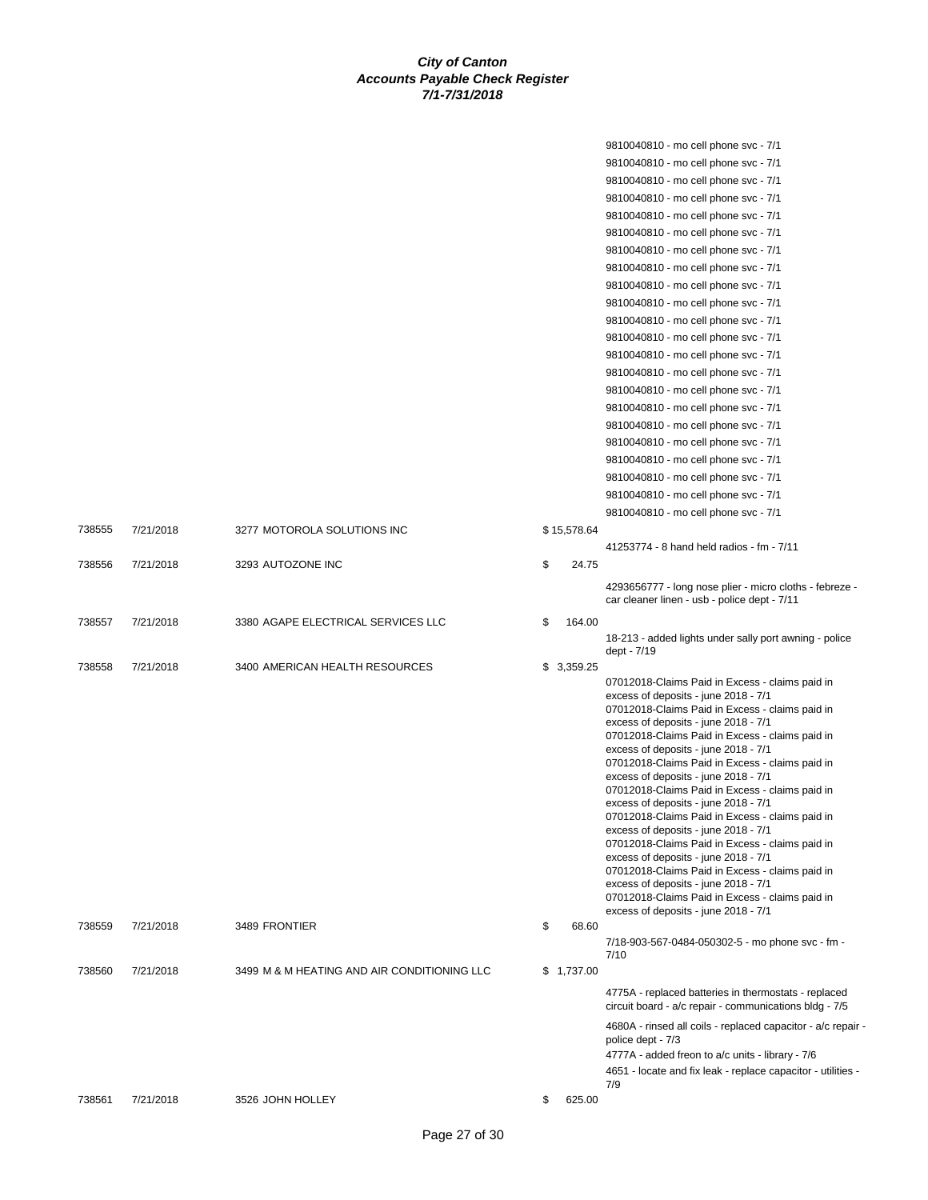**City of Canton**
**Accounts Payable Check Register**
**7/1-7/31/2018**

| Check # | Date | Vendor | Amount | Description |
|---|---|---|---|---|
| | | | | 9810040810 - mo cell phone svc - 7/1 |
| | | | | 9810040810 - mo cell phone svc - 7/1 |
| | | | | 9810040810 - mo cell phone svc - 7/1 |
| | | | | 9810040810 - mo cell phone svc - 7/1 |
| | | | | 9810040810 - mo cell phone svc - 7/1 |
| | | | | 9810040810 - mo cell phone svc - 7/1 |
| | | | | 9810040810 - mo cell phone svc - 7/1 |
| | | | | 9810040810 - mo cell phone svc - 7/1 |
| | | | | 9810040810 - mo cell phone svc - 7/1 |
| | | | | 9810040810 - mo cell phone svc - 7/1 |
| | | | | 9810040810 - mo cell phone svc - 7/1 |
| | | | | 9810040810 - mo cell phone svc - 7/1 |
| | | | | 9810040810 - mo cell phone svc - 7/1 |
| | | | | 9810040810 - mo cell phone svc - 7/1 |
| | | | | 9810040810 - mo cell phone svc - 7/1 |
| | | | | 9810040810 - mo cell phone svc - 7/1 |
| | | | | 9810040810 - mo cell phone svc - 7/1 |
| | | | | 9810040810 - mo cell phone svc - 7/1 |
| | | | | 9810040810 - mo cell phone svc - 7/1 |
| | | | | 9810040810 - mo cell phone svc - 7/1 |
| | | | | 9810040810 - mo cell phone svc - 7/1 |
| | | | | 9810040810 - mo cell phone svc - 7/1 |
| 738555 | 7/21/2018 | 3277 MOTOROLA SOLUTIONS INC | $ 15,578.64 | |
| | | | | 41253774 - 8 hand held radios - fm - 7/11 |
| 738556 | 7/21/2018 | 3293 AUTOZONE INC | $ 24.75 | |
| | | | | 4293656777 - long nose plier - micro cloths - febreze - car cleaner linen - usb - police dept - 7/11 |
| 738557 | 7/21/2018 | 3380 AGAPE ELECTRICAL SERVICES LLC | $ 164.00 | |
| | | | | 18-213 - added lights under sally port awning - police dept - 7/19 |
| 738558 | 7/21/2018 | 3400 AMERICAN HEALTH RESOURCES | $ 3,359.25 | |
| | | | | 07012018-Claims Paid in Excess - claims paid in excess of deposits - june 2018 - 7/1 |
| | | | | 07012018-Claims Paid in Excess - claims paid in excess of deposits - june 2018 - 7/1 |
| | | | | 07012018-Claims Paid in Excess - claims paid in excess of deposits - june 2018 - 7/1 |
| | | | | 07012018-Claims Paid in Excess - claims paid in excess of deposits - june 2018 - 7/1 |
| | | | | 07012018-Claims Paid in Excess - claims paid in excess of deposits - june 2018 - 7/1 |
| | | | | 07012018-Claims Paid in Excess - claims paid in excess of deposits - june 2018 - 7/1 |
| | | | | 07012018-Claims Paid in Excess - claims paid in excess of deposits - june 2018 - 7/1 |
| | | | | 07012018-Claims Paid in Excess - claims paid in excess of deposits - june 2018 - 7/1 |
| | | | | 07012018-Claims Paid in Excess - claims paid in excess of deposits - june 2018 - 7/1 |
| 738559 | 7/21/2018 | 3489 FRONTIER | $ 68.60 | |
| | | | | 7/18-903-567-0484-050302-5 - mo phone svc - fm - 7/10 |
| 738560 | 7/21/2018 | 3499 M & M HEATING AND AIR CONDITIONING LLC | $ 1,737.00 | |
| | | | | 4775A - replaced batteries in thermostats - replaced circuit board - a/c repair - communications bldg - 7/5 |
| | | | | 4680A - rinsed all coils - replaced capacitor - a/c repair - police dept - 7/3 |
| | | | | 4777A - added freon to a/c units - library - 7/6 |
| | | | | 4651 - locate and fix leak - replace capacitor - utilities - 7/9 |
| 738561 | 7/21/2018 | 3526 JOHN HOLLEY | $ 625.00 | |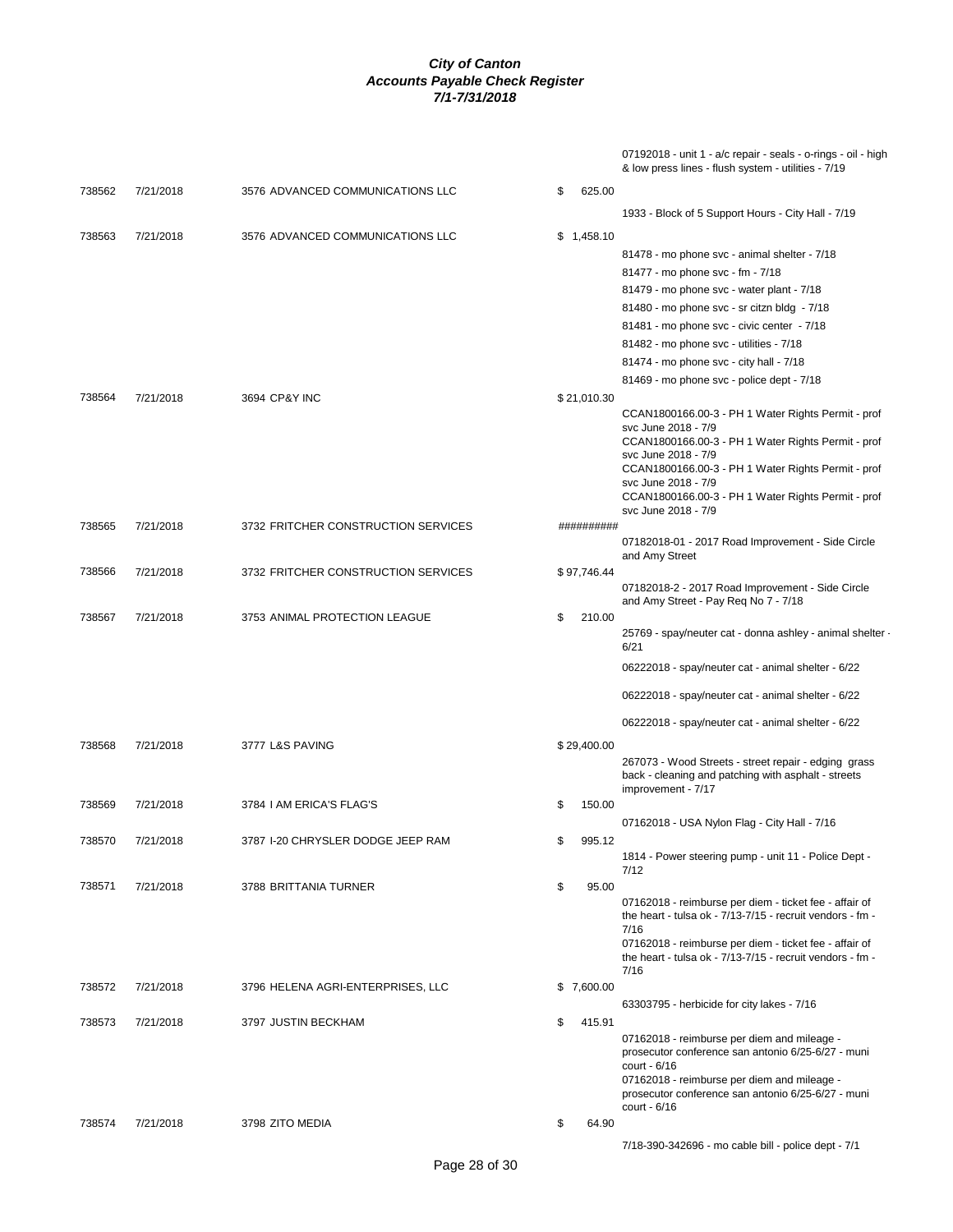***City of Canton***
***Accounts Payable Check Register***
***7/1-7/31/2018***

| Check # | Date | Vendor | Amount | Description |
|---|---|---|---|---|
| | | | | 07192018 - unit 1 - a/c repair - seals - o-rings - oil - high & low press lines - flush system - utilities - 7/19 |
| 738562 | 7/21/2018 | 3576 ADVANCED COMMUNICATIONS LLC | $ 625.00 | |
| | | | | 1933 - Block of 5 Support Hours - City Hall - 7/19 |
| 738563 | 7/21/2018 | 3576 ADVANCED COMMUNICATIONS LLC | $ 1,458.10 | |
| | | | | 81478 - mo phone svc - animal shelter - 7/18 |
| | | | | 81477 - mo phone svc - fm - 7/18 |
| | | | | 81479 - mo phone svc - water plant - 7/18 |
| | | | | 81480 - mo phone svc - sr citzn bldg - 7/18 |
| | | | | 81481 - mo phone svc - civic center - 7/18 |
| | | | | 81482 - mo phone svc - utilities - 7/18 |
| | | | | 81474 - mo phone svc - city hall - 7/18 |
| | | | | 81469 - mo phone svc - police dept - 7/18 |
| 738564 | 7/21/2018 | 3694 CP&Y INC | $ 21,010.30 | |
| | | | | CCAN1800166.00-3 - PH 1 Water Rights Permit - prof svc June 2018 - 7/9 |
| | | | | CCAN1800166.00-3 - PH 1 Water Rights Permit - prof svc June 2018 - 7/9 |
| | | | | CCAN1800166.00-3 - PH 1 Water Rights Permit - prof svc June 2018 - 7/9 |
| | | | | CCAN1800166.00-3 - PH 1 Water Rights Permit - prof svc June 2018 - 7/9 |
| 738565 | 7/21/2018 | 3732 FRITCHER CONSTRUCTION SERVICES | ########## | |
| | | | | 07182018-01 - 2017 Road Improvement - Side Circle and Amy Street |
| 738566 | 7/21/2018 | 3732 FRITCHER CONSTRUCTION SERVICES | $ 97,746.44 | |
| | | | | 07182018-2 - 2017 Road Improvement - Side Circle and Amy Street - Pay Req No 7 - 7/18 |
| 738567 | 7/21/2018 | 3753 ANIMAL PROTECTION LEAGUE | $ 210.00 | |
| | | | | 25769 - spay/neuter cat - donna ashley - animal shelter - 6/21 |
| | | | | 06222018 - spay/neuter cat - animal shelter - 6/22 |
| | | | | 06222018 - spay/neuter cat - animal shelter - 6/22 |
| | | | | 06222018 - spay/neuter cat - animal shelter - 6/22 |
| 738568 | 7/21/2018 | 3777 L&S PAVING | $ 29,400.00 | |
| | | | | 267073 - Wood Streets - street repair - edging grass back - cleaning and patching with asphalt - streets improvement - 7/17 |
| 738569 | 7/21/2018 | 3784 I AM ERICA'S FLAG'S | $ 150.00 | |
| | | | | 07162018 - USA Nylon Flag - City Hall - 7/16 |
| 738570 | 7/21/2018 | 3787 I-20 CHRYSLER DODGE JEEP RAM | $ 995.12 | |
| | | | | 1814 - Power steering pump - unit 11 - Police Dept - 7/12 |
| 738571 | 7/21/2018 | 3788 BRITTANIA TURNER | $ 95.00 | |
| | | | | 07162018 - reimburse per diem - ticket fee - affair of the heart - tulsa ok - 7/13-7/15 - recruit vendors - fm - 7/16 |
| | | | | 07162018 - reimburse per diem - ticket fee - affair of the heart - tulsa ok - 7/13-7/15 - recruit vendors - fm - 7/16 |
| 738572 | 7/21/2018 | 3796 HELENA AGRI-ENTERPRISES, LLC | $ 7,600.00 | |
| | | | | 63303795 - herbicide for city lakes - 7/16 |
| 738573 | 7/21/2018 | 3797 JUSTIN BECKHAM | $ 415.91 | |
| | | | | 07162018 - reimburse per diem and mileage - prosecutor conference san antonio 6/25-6/27 - muni court - 6/16 |
| | | | | 07162018 - reimburse per diem and mileage - prosecutor conference san antonio 6/25-6/27 - muni court - 6/16 |
| 738574 | 7/21/2018 | 3798 ZITO MEDIA | $ 64.90 | |
| | | | | 7/18-390-342696 - mo cable bill - police dept - 7/1 |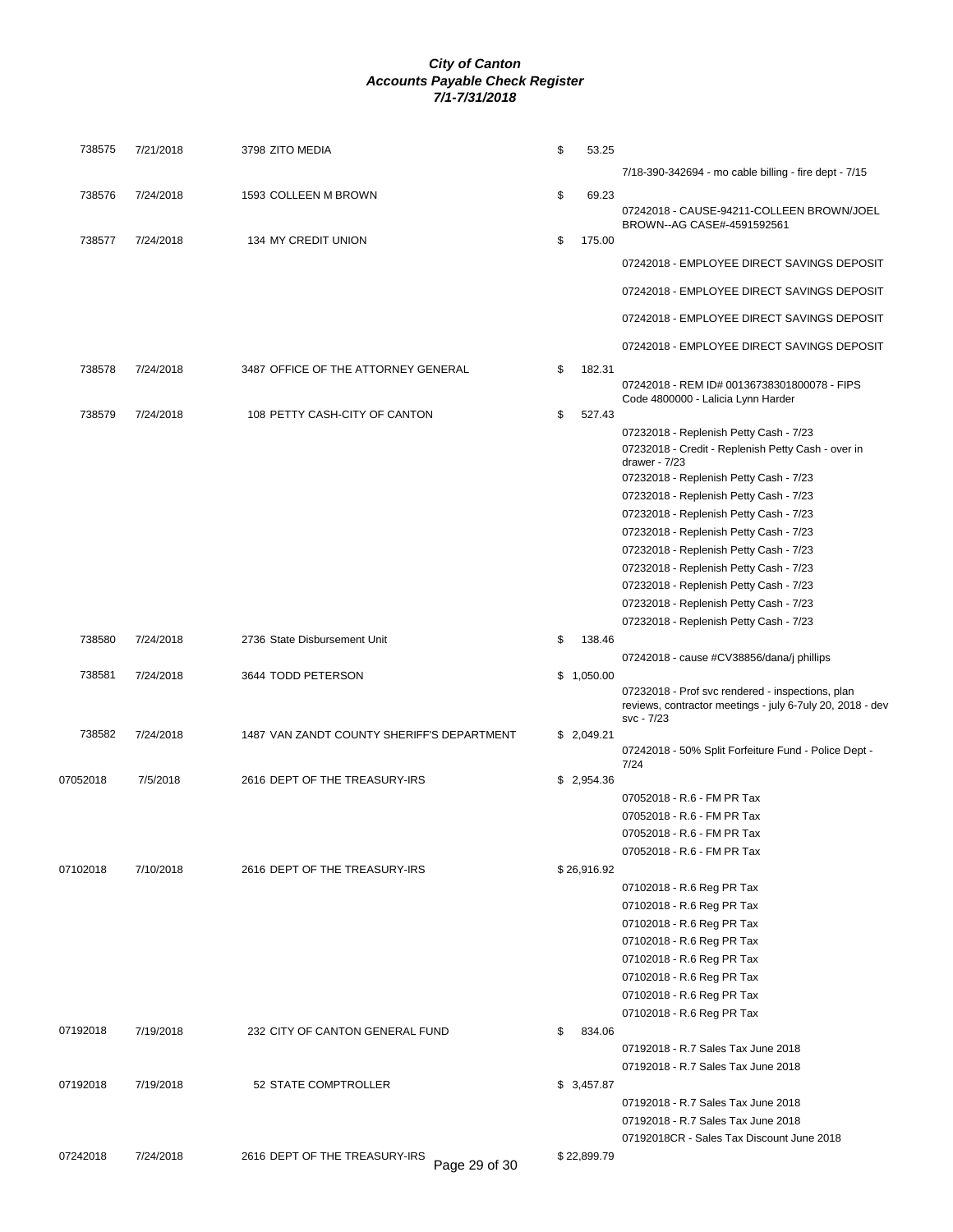# City of Canton
## Accounts Payable Check Register
### 7/1-7/31/2018

| Check # | Date | Vendor | Amount | Description |
|---|---|---|---|---|
| 738575 | 7/21/2018 | 3798 ZITO MEDIA | $ 53.25 | |
| | | | | 7/18-390-342694 - mo cable billing - fire dept - 7/15 |
| 738576 | 7/24/2018 | 1593 COLLEEN M BROWN | $ 69.23 | |
| | | | | 07242018 - CAUSE-94211-COLLEEN BROWN/JOEL BROWN--AG CASE#-4591592561 |
| 738577 | 7/24/2018 | 134 MY CREDIT UNION | $ 175.00 | |
| | | | | 07242018 - EMPLOYEE DIRECT SAVINGS DEPOSIT |
| | | | | 07242018 - EMPLOYEE DIRECT SAVINGS DEPOSIT |
| | | | | 07242018 - EMPLOYEE DIRECT SAVINGS DEPOSIT |
| | | | | 07242018 - EMPLOYEE DIRECT SAVINGS DEPOSIT |
| 738578 | 7/24/2018 | 3487 OFFICE OF THE ATTORNEY GENERAL | $ 182.31 | |
| | | | | 07242018 - REM ID# 00136738301800078 - FIPS Code 4800000 - Lalicia Lynn Harder |
| 738579 | 7/24/2018 | 108 PETTY CASH-CITY OF CANTON | $ 527.43 | |
| | | | | 07232018 - Replenish Petty Cash - 7/23 |
| | | | | 07232018 - Credit - Replenish Petty Cash - over in drawer - 7/23 |
| | | | | 07232018 - Replenish Petty Cash - 7/23 |
| | | | | 07232018 - Replenish Petty Cash - 7/23 |
| | | | | 07232018 - Replenish Petty Cash - 7/23 |
| | | | | 07232018 - Replenish Petty Cash - 7/23 |
| | | | | 07232018 - Replenish Petty Cash - 7/23 |
| | | | | 07232018 - Replenish Petty Cash - 7/23 |
| | | | | 07232018 - Replenish Petty Cash - 7/23 |
| | | | | 07232018 - Replenish Petty Cash - 7/23 |
| | | | | 07232018 - Replenish Petty Cash - 7/23 |
| 738580 | 7/24/2018 | 2736 State Disbursement Unit | $ 138.46 | |
| | | | | 07242018 - cause #CV38856/dana/j phillips |
| 738581 | 7/24/2018 | 3644 TODD PETERSON | $ 1,050.00 | |
| | | | | 07232018 - Prof svc rendered - inspections, plan reviews, contractor meetings - july 6-7uly 20, 2018 - dev svc - 7/23 |
| 738582 | 7/24/2018 | 1487 VAN ZANDT COUNTY SHERIFF'S DEPARTMENT | $ 2,049.21 | |
| | | | | 07242018 - 50% Split Forfeiture Fund - Police Dept - 7/24 |
| 07052018 | 7/5/2018 | 2616 DEPT OF THE TREASURY-IRS | $ 2,954.36 | |
| | | | | 07052018 - R.6 - FM PR Tax |
| | | | | 07052018 - R.6 - FM PR Tax |
| | | | | 07052018 - R.6 - FM PR Tax |
| | | | | 07052018 - R.6 - FM PR Tax |
| 07102018 | 7/10/2018 | 2616 DEPT OF THE TREASURY-IRS | $ 26,916.92 | |
| | | | | 07102018 - R.6 Reg PR Tax |
| | | | | 07102018 - R.6 Reg PR Tax |
| | | | | 07102018 - R.6 Reg PR Tax |
| | | | | 07102018 - R.6 Reg PR Tax |
| | | | | 07102018 - R.6 Reg PR Tax |
| | | | | 07102018 - R.6 Reg PR Tax |
| | | | | 07102018 - R.6 Reg PR Tax |
| | | | | 07102018 - R.6 Reg PR Tax |
| 07192018 | 7/19/2018 | 232 CITY OF CANTON GENERAL FUND | $ 834.06 | |
| | | | | 07192018 - R.7 Sales Tax June 2018 |
| | | | | 07192018 - R.7 Sales Tax June 2018 |
| 07192018 | 7/19/2018 | 52 STATE COMPTROLLER | $ 3,457.87 | |
| | | | | 07192018 - R.7 Sales Tax June 2018 |
| | | | | 07192018 - R.7 Sales Tax June 2018 |
| | | | | 07192018CR - Sales Tax Discount June 2018 |
| 07242018 | 7/24/2018 | 2616 DEPT OF THE TREASURY-IRS | $ 22,899.79 | |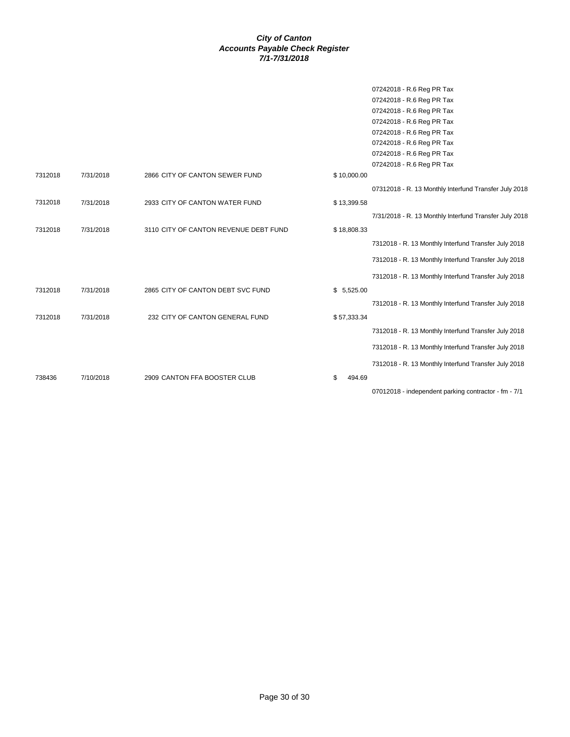***City of Canton***
***Accounts Payable Check Register***
***7/1-7/31/2018***

| | | | | |
|---|---|---|---|---|
| | | | | 07242018 - R.6 Reg PR Tax |
| | | | | 07242018 - R.6 Reg PR Tax |
| | | | | 07242018 - R.6 Reg PR Tax |
| | | | | 07242018 - R.6 Reg PR Tax |
| | | | | 07242018 - R.6 Reg PR Tax |
| | | | | 07242018 - R.6 Reg PR Tax |
| | | | | 07242018 - R.6 Reg PR Tax |
| | | | | 07242018 - R.6 Reg PR Tax |
| 7312018 | 7/31/2018 | 2866 CITY OF CANTON SEWER FUND | $ 10,000.00 | |
| | | | | 07312018 - R. 13 Monthly Interfund Transfer July 2018 |
| 7312018 | 7/31/2018 | 2933 CITY OF CANTON WATER FUND | $ 13,399.58 | |
| | | | | 7/31/2018 - R. 13 Monthly Interfund Transfer July 2018 |
| 7312018 | 7/31/2018 | 3110 CITY OF CANTON REVENUE DEBT FUND | $ 18,808.33 | |
| | | | | 7312018 - R. 13 Monthly Interfund Transfer July 2018 |
| | | | | 7312018 - R. 13 Monthly Interfund Transfer July 2018 |
| | | | | 7312018 - R. 13 Monthly Interfund Transfer July 2018 |
| 7312018 | 7/31/2018 | 2865 CITY OF CANTON DEBT SVC FUND | $ 5,525.00 | |
| | | | | 7312018 - R. 13 Monthly Interfund Transfer July 2018 |
| 7312018 | 7/31/2018 | 232 CITY OF CANTON GENERAL FUND | $ 57,333.34 | |
| | | | | 7312018 - R. 13 Monthly Interfund Transfer July 2018 |
| | | | | 7312018 - R. 13 Monthly Interfund Transfer July 2018 |
| | | | | 7312018 - R. 13 Monthly Interfund Transfer July 2018 |
| 738436 | 7/10/2018 | 2909 CANTON FFA BOOSTER CLUB | $ 494.69 | |
| | | | | 07012018 - independent parking contractor - fm - 7/1 |